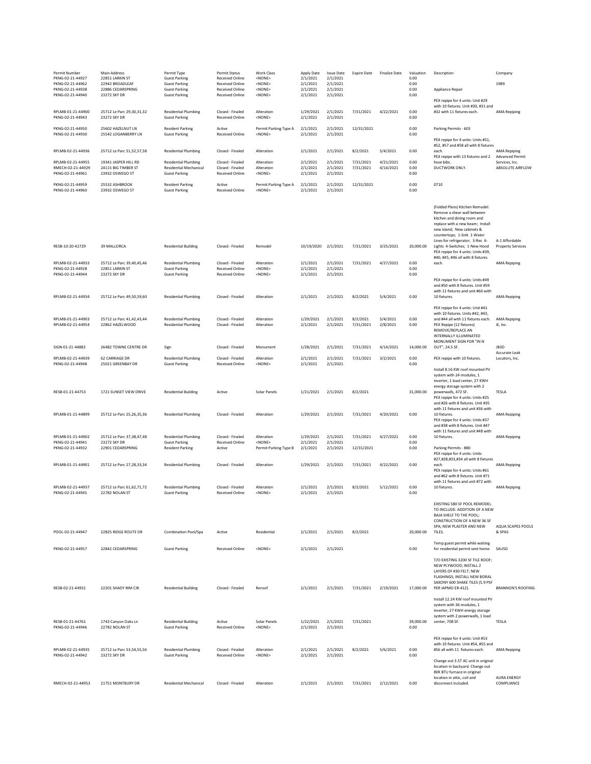| Permit Number | Main Address | Permit Type | Permit Status | Work Class | Apply Date | Issue Date | Expire Date | Finalize Date | Valuation | Description | Company |
|---|---|---|---|---|---|---|---|---|---|---|---|
| PKNG-02-21-44927 | 22851 LARKIN ST | Guest Parking | Received Online | <NONE> | 2/1/2021 | 2/1/2021 | | | 0.00 | | |
| PKNG-02-21-44962 | 22942 BROADLEAF | Guest Parking | Received Online | <NONE> | 2/1/2021 | 2/1/2021 | | | 0.00 | | 1989 |
| PKNG-02-21-44938 | 22886 CEDARSPRING | Guest Parking | Received Online | <NONE> | 2/1/2021 | 2/1/2021 | | | 0.00 | Appliance Repair | |
| PKNG-02-21-44940 | 23272 SKY DR | Guest Parking | Received Online | <NONE> | 2/1/2021 | 2/1/2021 | | | 0.00 | | |
| RPLMB-01-21-44900 | 25712 Le Parc 29,30,31,32 | Residential Plumbing | Closed - Finaled | Alteration | 1/29/2021 | 2/1/2021 | 7/31/2021 | 4/22/2021 | 0.00 | PEX repipe for 4 units: Unit #29 with 10 fixtures. Unit #30, #31 and #32 with 11 fixtures each. | AMA Repiping |
| PKNG-02-21-44943 | 23272 SKY DR | Guest Parking | Received Online | <NONE> | 2/1/2021 | 2/1/2021 | | | 0.00 | | |
| PKNG-02-21-44950 | 25602 HAZELNUT LN | Resident Parking | Active | Permit Parking Type A | 2/1/2021 | 2/1/2021 | 12/31/2021 | | 0.00 | Parking Permits - 603 | |
| PKNG-02-21-44930 | 25542 LOGANBERRY LN | Guest Parking | Received Online | <NONE> | 2/1/2021 | 2/1/2021 | | | 0.00 | | |
| RPLMB-02-21-44936 | 25712 Le Parc 51,52,57,58 | Residential Plumbing | Closed - Finaled | Alteration | 2/1/2021 | 2/1/2021 | 8/2/2021 | 5/4/2021 | 0.00 | PEX repipe for 4 units: Units #51, #52, #57 and #58 all with 8 fixtures each. | AMA Repiping |
| RPLMB-02-21-44955 | 19341 JASPER HILL RD | Residential Plumbing | Closed - Finaled | Alteration | 2/1/2021 | 2/1/2021 | 7/31/2021 | 4/21/2021 | 0.00 | PEX repipe with 13 fixtures and 2 hose bibs. | Advanced Permit Services, Inc. |
| RMECH-02-21-44929 | 24115 BIG TIMBER ST | Residential Mechanical | Closed - Finaled | Alteration | 2/1/2021 | 2/1/2021 | 7/31/2021 | 4/14/2021 | 0.00 | DUCTWORK ONLY. | ABSOLUTE AIRFLOW |
| PKNG-02-21-44961 | 23932 OSWEGO ST | Guest Parking | Received Online | <NONE> | 2/1/2021 | 2/1/2021 | | | 0.00 | | |
| PKNG-02-21-44959 | 25532 ASHBROOK | Resident Parking | Active | Permit Parking Type A | 2/1/2021 | 2/1/2021 | 12/31/2021 | | 0.00 | 0710 | |
| PKNG-02-21-44960 | 23932 OSWEGO ST | Guest Parking | Received Online | <NONE> | 2/1/2021 | 2/1/2021 | | | 0.00 | | |
| RESB-10-20-42729 | 39 MALLORCA | Residential Building | Closed - Finaled | Remodel | 10/19/2020 | 2/1/2021 | 7/31/2021 | 3/25/2021 | 20,000.00 | (Folded Plans) Kitchen Remodel: Remove a shear wall between kitchen and dining room and replace with a new beam; Install new island; New cabinets & countertops; 1-Sink 1-Water Lines for refrigerator; 3-Rec 6-Lights 4-Switches; 1-New Hood | A-1 Affordable Property Services |
| RPLMB-02-21-44933 | 25712 Le Parc 39,40,45,46 | Residential Plumbing | Closed - Finaled | Alteration | 2/1/2021 | 2/1/2021 | 7/31/2021 | 4/27/2021 | 0.00 | PEX repipe for 4 units: Units #39, #40, #45, #46 all with 8 fixtures each. | AMA Repiping |
| PKNG-02-21-44928 | 22851 LARKIN ST | Guest Parking | Received Online | <NONE> | 2/1/2021 | 2/1/2021 | | | 0.00 | | |
| PKNG-02-21-44944 | 23272 SKY DR | Guest Parking | Received Online | <NONE> | 2/1/2021 | 2/1/2021 | | | 0.00 | | |
| RPLMB-02-21-44934 | 25712 Le Parc 49,50,59,60 | Residential Plumbing | Closed - Finaled | Alteration | 2/1/2021 | 2/1/2021 | 8/2/2021 | 5/4/2021 | 0.00 | PEX repipe for 4 units: Units #49 and #50 with 8 fixtures. Unit #59 with 11 fixtures and unit #60 with 10 fixtures. | AMA Repiping |
| RPLMB-01-21-44903 | 25712 Le Parc 41,42,43,44 | Residential Plumbing | Closed - Finaled | Alteration | 1/29/2021 | 2/1/2021 | 8/2/2021 | 5/4/2021 | 0.00 | PEX repipe for 4 units: Unit #41 with 10 fixtures. Units #42, #43, and #44 all with 11 fixtures each. | AMA Repiping |
| RPLMB-02-21-44954 | 22862 HAZELWOOD | Residential Plumbing | Closed - Finaled | Alteration | 2/1/2021 | 2/1/2021 | 7/31/2021 | 2/8/2021 | 0.00 | PEX Repipe (12 fixtures) | iE, Inc. |
| SIGN-01-21-44882 | 26482 TOWNE CENTRE DR | Sign | Closed - Finaled | Monument | 1/28/2021 | 2/1/2021 | 7/31/2021 | 4/14/2021 | 14,000.00 | REMOVE/REPLACE AN INTERNALLY ILLUMINATED MONUMENT SIGN FOR "IN N OUT", 24.5 SF. | JB3D |
| RPLMB-02-21-44939 | 62 CARRIAGE DR | Residential Plumbing | Closed - Finaled | Alteration | 2/1/2021 | 2/1/2021 | 7/31/2021 | 3/2/2021 | 0.00 | PEX repipe with 10 fixtures. | Accurate Leak Locators, Inc. |
| PKNG-02-21-44948 | 25021 GREENBAY DR | Guest Parking | Received Online | <NONE> | 2/1/2021 | 2/1/2021 | | | 0.00 | | |
| RESB-01-21-44753 | 1721 SUNSET VIEW DRIVE | Residential Building | Active | Solar Panels | 1/21/2021 | 2/1/2021 | 8/2/2021 | | 31,000.00 | Install 8.16 KW roof mounted PV system with 24 modules, 1 inverter, 1 load center, 27 KWH energy storage system with 2 powerwalls, 472 SF. | TESLA |
| RPLMB-01-21-44899 | 25712 Le Parc 25,26,35,36 | Residential Plumbing | Closed - Finaled | Alteration | 1/29/2021 | 2/1/2021 | 7/31/2021 | 4/20/2021 | 0.00 | PEX repipe for 4 units: Units #25 and #26 with 8 fixtures. Unit #35 with 11 fixtures and unit #36 with 10 fixtures. | AMA Repiping |
| RPLMB-01-21-44902 | 25712 Le Parc 37,38,47,48 | Residential Plumbing | Closed - Finaled | Alteration | 1/29/2021 | 2/1/2021 | 7/31/2021 | 4/27/2021 | 0.00 | PEX repipe for 4 units: Units #37 and #38 with 8 fixtures. Unit #47 with 11 fixtures and unit #48 with 10 fixtures. | AMA Repiping |
| PKNG-02-21-44941 | 23272 SKY DR | Guest Parking | Received Online | <NONE> | 2/1/2021 | 2/1/2021 | | | 0.00 | | |
| PKNG-02-21-44932 | 22901 CEDARSPRING | Resident Parking | Active | Permit Parking Type B | 2/1/2021 | 2/1/2021 | 12/31/2021 | | 0.00 | Parking Permits - 880 | |
| RPLMB-01-21-44901 | 25712 Le Parc 27,28,33,34 | Residential Plumbing | Closed - Finaled | Alteration | 1/29/2021 | 2/1/2021 | 7/31/2021 | 4/22/2021 | 0.00 | PEX repipe for 4 units: Units #27,#28,#33,#34 all with 8 fixtures each. | AMA Repiping |
| RPLMB-02-21-44937 | 25712 Le Parc 61,62,71,72 | Residential Plumbing | Closed - Finaled | Alteration | 2/1/2021 | 2/1/2021 | 8/2/2021 | 5/12/2021 | 0.00 | PEX repipe for 4 units: Units #61 and #62 with 8 fixtures. Unit #71 with 11 fixtures and unit #72 with 10 fixtures. | AMA Repiping |
| PKNG-02-21-44945 | 22782 NOLAN ST | Guest Parking | Received Online | <NONE> | 2/1/2021 | 2/1/2021 | | | 0.00 | | |
| POOL-02-21-44947 | 22825 RIDGE ROUTE DR | Combination Pool/Spa | Active | Residential | 2/1/2021 | 2/1/2021 | 8/2/2021 | | 20,000.00 | EXISTING 580 SF POOL REMODEL TO INCLUDE: ADDITION OF A NEW BAJA SHELF TO THE POOL; CONSTRUCTION OF A NEW 36 SF SPA; NEW PLASTER AND NEW TILES. | AQUA SCAPES POOLS & SPAS |
| PKNG-02-21-44957 | 22842 CEDARSPRING | Guest Parking | Received Online | <NONE> | 2/1/2021 | 2/1/2021 | | | 0.00 | Temp guest permit while waiting for residential permit sent home. | SAUSD |
| RESB-02-21-44931 | 22201 SHADY RIM CIR | Residential Building | Closed - Finaled | Reroof | 2/1/2021 | 2/1/2021 | 7/31/2021 | 2/19/2021 | 17,000.00 | T/O EXISTING 3200 SF TILE ROOF; NEW PLYWOOD; INSTALL 2 LAYERS OF #30 FELT; NEW FLASHINGS; INSTALL NEW BORAL SAXONY 600 SHAKE TILES (5.9 PSF PER IAPMO ER-412). | BRANNON'S ROOFING |
| RESB-01-21-44761 | 1743 Canyon Oaks Ln | Residential Building | Active | Solar Panels | 1/22/2021 | 2/1/2021 | 7/31/2021 | | 39,000.00 | Install 12.24 KW roof mounted PV system with 36 modules, 1 inverter, 27 KWH energy storage system with 2 powerwalls, 1 load center, 708 SF. | TESLA |
| PKNG-02-21-44946 | 22782 NOLAN ST | Guest Parking | Received Online | <NONE> | 2/1/2021 | 2/1/2021 | | | 0.00 | | |
| RPLMB-02-21-44935 | 25712 Le Parc 53,54,55,56 | Residential Plumbing | Closed - Finaled | Alteration | 2/1/2021 | 2/1/2021 | 8/2/2021 | 5/6/2021 | 0.00 | PEX repipe for 4 units: Unit #53 with 10 fixtures. Unit #54, #55 and #56 all with 11 fixtures each. | AMA Repiping |
| PKNG-02-21-44942 | 23272 SKY DR | Guest Parking | Received Online | <NONE> | 2/1/2021 | 2/1/2021 | | | 0.00 | | |
| RMECH-02-21-44953 | 21751 MONTBURY DR | Residential Mechanical | Closed - Finaled | Alteration | 2/1/2021 | 2/1/2021 | 7/31/2021 | 2/12/2021 | 0.00 | Change out 3.5T AC unit in original location in backyard. Change out 80K BTU furnace in original location in attic, coil and disconnect included. | AURA ENERGY COMPLIANCE |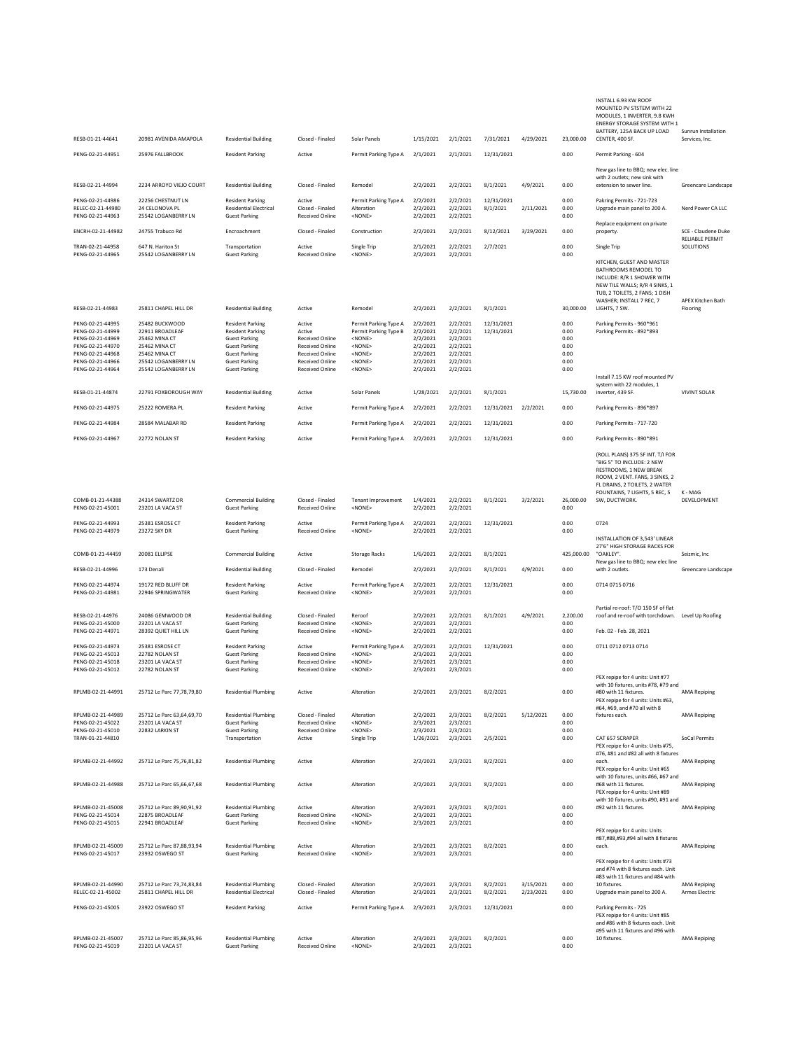| | | | | | | | | | | | |
|---|---|---|---|---|---|---|---|---|---|---|---|
| RESB-01-21-44641 | 20981 AVENIDA AMAPOLA | Residential Building | Closed - Finaled | Solar Panels | 1/15/2021 | 2/1/2021 | 7/31/2021 | 4/29/2021 | 23,000.00 | INSTALL 6.93 KW ROOF MOUNTED PV STSTEM WITH 22 MODULES, 1 INVERTER, 9.8 KWH ENERGY STORAGE SYSTEM WITH 1 BATTERY, 125A BACK UP LOAD CENTER, 400 SF. | Sunrun Installation Services, Inc. |
| PKNG-02-21-44951 | 25976 FALLBROOK | Resident Parking | Active | Permit Parking Type A | 2/1/2021 | 2/1/2021 | 12/31/2021 | | 0.00 | Permit Parking - 604 | |
| RESB-02-21-44994 | 2234 ARROYO VIEJO COURT | Residential Building | Closed - Finaled | Remodel | 2/2/2021 | 2/2/2021 | 8/1/2021 | 4/9/2021 | 0.00 | New gas line to BBQ; new elec. line with 2 outlets; new sink with extension to sewer line. | Greencare Landscape |
| PKNG-02-21-44986 | 22256 CHESTNUT LN | Resident Parking | Active | Permit Parking Type A | 2/2/2021 | 2/2/2021 | 12/31/2021 | | 0.00 | Pakring Permits - 721-723 | |
| RELEC-02-21-44980 | 24 CELONOVA PL | Residential Electrical | Closed - Finaled | Alteration | 2/2/2021 | 2/2/2021 | 8/1/2021 | 2/11/2021 | 0.00 | Upgrade main panel to 200 A. | Nerd Power CA LLC |
| PKNG-02-21-44963 | 25542 LOGANBERRY LN | Guest Parking | Received Online | <NONE> | 2/2/2021 | 2/2/2021 | | | 0.00 | | |
| ENCRH-02-21-44982 | 24755 Trabuco Rd | Encroachment | Closed - Finaled | Construction | 2/2/2021 | 2/2/2021 | 8/12/2021 | 3/29/2021 | 0.00 | Replace equipment on private property. | SCE - Claudene Duke |
| TRAN-02-21-44958 | 647 N. Hariton St | Transportation | Active | Single Trip | 2/1/2021 | 2/2/2021 | 2/7/2021 | | 0.00 | Single Trip | RELIABLE PERMIT SOLUTIONS |
| PKNG-02-21-44965 | 25542 LOGANBERRY LN | Guest Parking | Received Online | <NONE> | 2/2/2021 | 2/2/2021 | | | 0.00 | | |
| RESB-02-21-44983 | 25811 CHAPEL HILL DR | Residential Building | Active | Remodel | 2/2/2021 | 2/2/2021 | 8/1/2021 | | 30,000.00 | KITCHEN, GUEST AND MASTER BATHROOMS REMODEL TO INCLUDE: R/R 1 SHOWER WITH NEW TILE WALLS; R/R 4 SINKS, 1 TUB, 2 TOILETS, 2 FANS; 1 DISH WASHER; INSTALL 7 REC, 7 LIGHTS, 7 SW. | APEX Kitchen Bath Flooring |
| PKNG-02-21-44995 | 25482 BUCKWOOD | Resident Parking | Active | Permit Parking Type A | 2/2/2021 | 2/2/2021 | 12/31/2021 | | 0.00 | Parking Permits - 960*961 | |
| PKNG-02-21-44999 | 22911 BROADLEAF | Resident Parking | Active | Permit Parking Type B | 2/2/2021 | 2/2/2021 | 12/31/2021 | | 0.00 | Parking Permits - 892*893 | |
| PKNG-02-21-44969 | 25462 MINA CT | Guest Parking | Received Online | <NONE> | 2/2/2021 | 2/2/2021 | | | 0.00 | | |
| PKNG-02-21-44970 | 25462 MINA CT | Guest Parking | Received Online | <NONE> | 2/2/2021 | 2/2/2021 | | | 0.00 | | |
| PKNG-02-21-44968 | 25462 MINA CT | Guest Parking | Received Online | <NONE> | 2/2/2021 | 2/2/2021 | | | 0.00 | | |
| PKNG-02-21-44966 | 25542 LOGANBERRY LN | Guest Parking | Received Online | <NONE> | 2/2/2021 | 2/2/2021 | | | 0.00 | | |
| PKNG-02-21-44964 | 25542 LOGANBERRY LN | Guest Parking | Received Online | <NONE> | 2/2/2021 | 2/2/2021 | | | 0.00 | | |
| RESB-01-21-44874 | 22791 FOXBOROUGH WAY | Residential Building | Active | Solar Panels | 1/28/2021 | 2/2/2021 | 8/1/2021 | | 15,730.00 | Install 7.15 KW roof mounted PV system with 22 modules, 1 inverter, 439 SF. | VIVINT SOLAR |
| PKNG-02-21-44975 | 25222 ROMERA PL | Resident Parking | Active | Permit Parking Type A | 2/2/2021 | 2/2/2021 | 12/31/2021 | 2/2/2021 | 0.00 | Parking Permits - 896*897 | |
| PKNG-02-21-44984 | 28584 MALABAR RD | Resident Parking | Active | Permit Parking Type A | 2/2/2021 | 2/2/2021 | 12/31/2021 | | 0.00 | Parking Permits - 717-720 | |
| PKNG-02-21-44967 | 22772 NOLAN ST | Resident Parking | Active | Permit Parking Type A | 2/2/2021 | 2/2/2021 | 12/31/2021 | | 0.00 | Parking Permits - 890*891 | |
| COMB-01-21-44388 | 24314 SWARTZ DR | Commercial Building | Closed - Finaled | Tenant Improvement | 1/4/2021 | 2/2/2021 | 8/1/2021 | 3/2/2021 | 26,000.00 | (ROLL PLANS) 375 SF INT. T/I FOR "BIG 5" TO INCLUDE: 2 NEW RESTROOMS, 1 NEW BREAK ROOM, 2 VENT. FANS, 3 SINKS, 2 FL DRAINS, 2 TOILETS, 2 WATER FOUNTAINS, 7 LIGHTS, 5 REC, 5 SW, DUCTWORK. | K - MAG DEVELOPMENT |
| PKNG-02-21-45001 | 23201 LA VACA ST | Guest Parking | Received Online | <NONE> | 2/2/2021 | 2/2/2021 | | | 0.00 | | |
| PKNG-02-21-44993 | 25381 ESROSE CT | Resident Parking | Active | Permit Parking Type A | 2/2/2021 | 2/2/2021 | 12/31/2021 | | 0.00 | 0724 | |
| PKNG-02-21-44979 | 23272 SKY DR | Guest Parking | Received Online | <NONE> | 2/2/2021 | 2/2/2021 | | | 0.00 | | |
| COMB-01-21-44459 | 20081 ELLIPSE | Commercial Building | Active | Storage Racks | 1/6/2021 | 2/2/2021 | 8/1/2021 | | 425,000.00 | INSTALLATION OF 3,543' LINEAR 27'6" HIGH STORAGE RACKS FOR "OAKLEY". | Seizmic, Inc |
| RESB-02-21-44996 | 173 Denali | Residential Building | Closed - Finaled | Remodel | 2/2/2021 | 2/2/2021 | 8/1/2021 | 4/9/2021 | 0.00 | New gas line to BBQ; new elec line with 2 outlets. | Greencare Landscape |
| PKNG-02-21-44974 | 19172 RED BLUFF DR | Resident Parking | Active | Permit Parking Type A | 2/2/2021 | 2/2/2021 | 12/31/2021 | | 0.00 | 0714 0715 0716 | |
| PKNG-02-21-44981 | 22946 SPRINGWATER | Guest Parking | Received Online | <NONE> | 2/2/2021 | 2/2/2021 | | | 0.00 | | |
| RESB-02-21-44976 | 24086 GEMWOOD DR | Residential Building | Closed - Finaled | Reroof | 2/2/2021 | 2/2/2021 | 8/1/2021 | 4/9/2021 | 2,200.00 | Partial re-roof: T/O 150 SF of flat roof and re-roof with torchdown. | Level Up Roofing |
| PKNG-02-21-45000 | 23201 LA VACA ST | Guest Parking | Received Online | <NONE> | 2/2/2021 | 2/2/2021 | | | 0.00 | | |
| PKNG-02-21-44971 | 28392 QUIET HILL LN | Guest Parking | Received Online | <NONE> | 2/2/2021 | 2/2/2021 | | | 0.00 | Feb. 02 - Feb. 28, 2021 | |
| PKNG-02-21-44973 | 25381 ESROSE CT | Resident Parking | Active | Permit Parking Type A | 2/2/2021 | 2/2/2021 | 12/31/2021 | | 0.00 | 0711 0712 0713 0714 | |
| PKNG-02-21-45013 | 22782 NOLAN ST | Guest Parking | Received Online | <NONE> | 2/3/2021 | 2/3/2021 | | | 0.00 | | |
| PKNG-02-21-45018 | 23201 LA VACA ST | Guest Parking | Received Online | <NONE> | 2/3/2021 | 2/3/2021 | | | 0.00 | | |
| PKNG-02-21-45012 | 22782 NOLAN ST | Guest Parking | Received Online | <NONE> | 2/3/2021 | 2/3/2021 | | | 0.00 | | |
| RPLMB-02-21-44991 | 25712 Le Parc 77,78,79,80 | Residential Plumbing | Active | Alteration | 2/2/2021 | 2/3/2021 | 8/2/2021 | | 0.00 | PEX repipe for 4 units: Unit #77 with 10 fixtures, units #78, #79 and #80 with 11 fixtures. | AMA Repiping |
| RPLMB-02-21-44989 | 25712 Le Parc 63,64,69,70 | Residential Plumbing | Closed - Finaled | Alteration | 2/2/2021 | 2/3/2021 | 8/2/2021 | 5/12/2021 | 0.00 | PEX repipe for 4 units: Units #63, #64, #69, and #70 all with 8 fixtures each. | AMA Repiping |
| PKNG-02-21-45022 | 23201 LA VACA ST | Guest Parking | Received Online | <NONE> | 2/3/2021 | 2/3/2021 | | | 0.00 | | |
| PKNG-02-21-45010 | 22832 LARKIN ST | Guest Parking | Received Online | <NONE> | 2/3/2021 | 2/3/2021 | | | 0.00 | | |
| TRAN-01-21-44810 | | Transportation | Active | Single Trip | 1/26/2021 | 2/3/2021 | 2/5/2021 | | 0.00 | CAT 657 SCRAPER | SoCal Permits |
| RPLMB-02-21-44992 | 25712 Le Parc 75,76,81,82 | Residential Plumbing | Active | Alteration | 2/2/2021 | 2/3/2021 | 8/2/2021 | | 0.00 | PEX repipe for 4 units: Units #75, #76, #81 and #82 all with 8 fixtures each. | AMA Repiping |
| RPLMB-02-21-44988 | 25712 Le Parc 65,66,67,68 | Residential Plumbing | Active | Alteration | 2/2/2021 | 2/3/2021 | 8/2/2021 | | 0.00 | PEX repipe for 4 units: Unit #65 with 10 fixtures, units #66, #67 and #68 with 11 fixtures. | AMA Repiping |
| RPLMB-02-21-45008 | 25712 Le Parc 89,90,91,92 | Residential Plumbing | Active | Alteration | 2/3/2021 | 2/3/2021 | 8/2/2021 | | 0.00 | PEX repipe for 4 units: Unit #89 with 10 fixtures, units #90, #91 and #92 with 11 fixtures. | AMA Repiping |
| PKNG-02-21-45014 | 22875 BROADLEAF | Guest Parking | Received Online | <NONE> | 2/3/2021 | 2/3/2021 | | | 0.00 | | |
| PKNG-02-21-45015 | 22941 BROADLEAF | Guest Parking | Received Online | <NONE> | 2/3/2021 | 2/3/2021 | | | 0.00 | | |
| RPLMB-02-21-45009 | 25712 Le Parc 87,88,93,94 | Residential Plumbing | Active | Alteration | 2/3/2021 | 2/3/2021 | 8/2/2021 | | 0.00 | PEX repipe for 4 units: Units #87,#88,#93,#94 all with 8 fixtures each. | AMA Repiping |
| PKNG-02-21-45017 | 23932 OSWEGO ST | Guest Parking | Received Online | <NONE> | 2/3/2021 | 2/3/2021 | | | 0.00 | | |
| RPLMB-02-21-44990 | 25712 Le Parc 73,74,83,84 | Residential Plumbing | Closed - Finaled | Alteration | 2/2/2021 | 2/3/2021 | 8/2/2021 | 3/15/2021 | 0.00 | PEX repipe for 4 units: Units #73 and #74 with 8 fixtures each. Unit #83 with 11 fixtures and #84 with 10 fixtures. | AMA Repiping |
| RELEC-02-21-45002 | 25811 CHAPEL HILL DR | Residential Electrical | Closed - Finaled | Alteration | 2/3/2021 | 2/3/2021 | 8/2/2021 | 2/23/2021 | 0.00 | Upgrade main panel to 200 A. | Armes Electric |
| PKNG-02-21-45005 | 23922 OSWEGO ST | Resident Parking | Active | Permit Parking Type A | 2/3/2021 | 2/3/2021 | 12/31/2021 | | 0.00 | Parking Permits - 725 | |
| RPLMB-02-21-45007 | 25712 Le Parc 85,86,95,96 | Residential Plumbing | Active | Alteration | 2/3/2021 | 2/3/2021 | 8/2/2021 | | 0.00 | PEX repipe for 4 units: Unit #85 and #86 with 8 fixtures each. Unit #95 with 11 fixtures and #96 with 10 fixtures. | AMA Repiping |
| PKNG-02-21-45019 | 23201 LA VACA ST | Guest Parking | Received Online | <NONE> | 2/3/2021 | 2/3/2021 | | | 0.00 | | |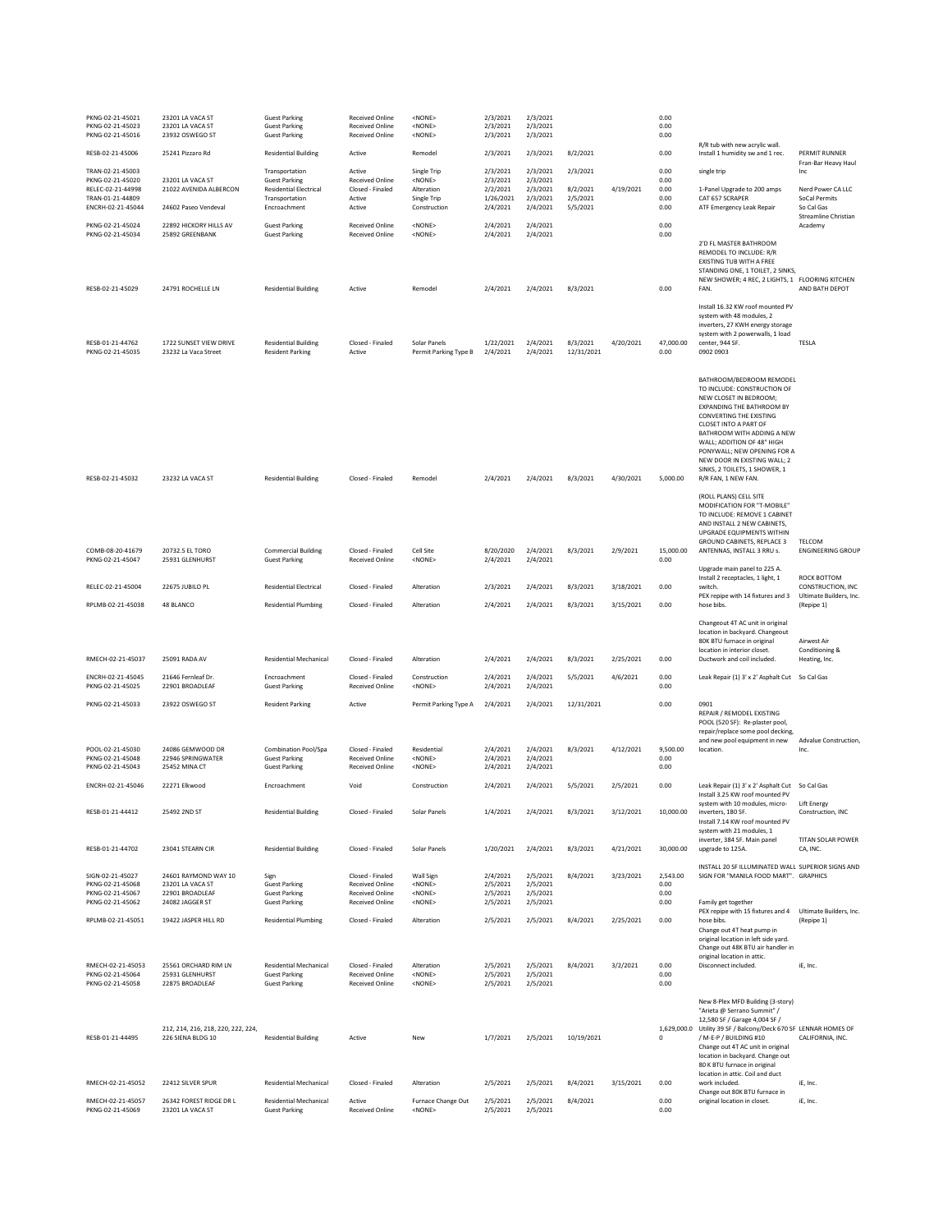| | | | | | | | | | | | |
|---|---|---|---|---|---|---|---|---|---|---|---|
| PKNG-02-21-45021 | 23201 LA VACA ST | Guest Parking | Received Online | <NONE> | 2/3/2021 | 2/3/2021 | | | 0.00 | | |
| PKNG-02-21-45023 | 23201 LA VACA ST | Guest Parking | Received Online | <NONE> | 2/3/2021 | 2/3/2021 | | | 0.00 | | |
| PKNG-02-21-45016 | 23932 OSWEGO ST | Guest Parking | Received Online | <NONE> | 2/3/2021 | 2/3/2021 | | | 0.00 | | |
| RESB-02-21-45006 | 25241 Pizzaro Rd | Residential Building | Active | Remodel | 2/3/2021 | 2/3/2021 | 8/2/2021 | | 0.00 | R/R tub with new acrylic wall. Install 1 humidity sw and 1 rec. | PERMIT RUNNER |
| TRAN-02-21-45003 | | Transportation | Active | Single Trip | 2/3/2021 | 2/3/2021 | 2/3/2021 | | 0.00 | single trip | Fran-Bar Heavy Haul Inc |
| PKNG-02-21-45020 | 23201 LA VACA ST | Guest Parking | Received Online | <NONE> | 2/3/2021 | 2/3/2021 | | | 0.00 | | |
| RELEC-02-21-44998 | 21022 AVENIDA ALBERCON | Residential Electrical | Closed - Finaled | Alteration | 2/2/2021 | 2/3/2021 | 8/2/2021 | 4/19/2021 | 0.00 | 1-Panel Upgrade to 200 amps | Nerd Power CA LLC |
| TRAN-01-21-44809 | | Transportation | Active | Single Trip | 1/26/2021 | 2/3/2021 | 2/5/2021 | | 0.00 | CAT 657 SCRAPER | SoCal Permits |
| ENCRH-02-21-45044 | 24602 Paseo Vendeval | Encroachment | Active | Construction | 2/4/2021 | 2/4/2021 | 5/5/2021 | | 0.00 | ATF Emergency Leak Repair | So Cal Gas |
| PKNG-02-21-45024 | 22892 HICKORY HILLS AV | Guest Parking | Received Online | <NONE> | 2/4/2021 | 2/4/2021 | | | 0.00 | | Streamline Christian Academy |
| PKNG-02-21-45034 | 25892 GREENBANK | Guest Parking | Received Online | <NONE> | 2/4/2021 | 2/4/2021 | | | 0.00 | | |
| RESB-02-21-45029 | 24791 ROCHELLE LN | Residential Building | Active | Remodel | 2/4/2021 | 2/4/2021 | 8/3/2021 | | 0.00 | 2'D FL MASTER BATHROOM REMODEL TO INCLUDE: R/R EXISTING TUB WITH A FREE STANDING ONE, 1 TOILET, 2 SINKS, NEW SHOWER; 4 REC, 2 LIGHTS, 1 FAN. | FLOORING KITCHEN AND BATH DEPOT |
| RESB-01-21-44762 | 1722 SUNSET VIEW DRIVE | Residential Building | Closed - Finaled | Solar Panels | 1/22/2021 | 2/4/2021 | 8/3/2021 | 4/20/2021 | 47,000.00 | Install 16.32 KW roof mounted PV system with 48 modules, 2 inverters, 27 KWH energy storage system with 2 powerwalls, 1 load center, 944 SF. | TESLA |
| PKNG-02-21-45035 | 23232 La Vaca Street | Resident Parking | Active | Permit Parking Type B | 2/4/2021 | 2/4/2021 | 12/31/2021 | | 0.00 | 0902 0903 | |
| RESB-02-21-45032 | 23232 LA VACA ST | Residential Building | Closed - Finaled | Remodel | 2/4/2021 | 2/4/2021 | 8/3/2021 | 4/30/2021 | 5,000.00 | BATHROOM/BEDROOM REMODEL TO INCLUDE: CONSTRUCTION OF NEW CLOSET IN BEDROOM; EXPANDING THE BATHROOM BY CONVERTING THE EXISTING CLOSET INTO A PART OF BATHROOM WITH ADDING A NEW WALL; ADDITION OF 48" HIGH PONYWALL; NEW OPENING FOR A NEW DOOR IN EXISTING WALL; 2 SINKS, 2 TOILETS, 1 SHOWER, 1 R/R FAN, 1 NEW FAN. | |
| COMB-08-20-41679 | 20732.5 EL TORO | Commercial Building | Closed - Finaled | Cell Site | 8/20/2020 | 2/4/2021 | 8/3/2021 | 2/9/2021 | 15,000.00 | (ROLL PLANS) CELL SITE MODIFICATION FOR "T-MOBILE" TO INCLUDE: REMOVE 1 CABINET AND INSTALL 2 NEW CABINETS, UPGRADE EQUIPMENTS WITHIN GROUND CABINETS, REPLACE 3 ANTENNAS, INSTALL 3 RRU s. | TELCOM ENGINEERING GROUP |
| PKNG-02-21-45047 | 25931 GLENHURST | Guest Parking | Received Online | <NONE> | 2/4/2021 | 2/4/2021 | | | 0.00 | | |
| RELEC-02-21-45004 | 22675 JUBILO PL | Residential Electrical | Closed - Finaled | Alteration | 2/3/2021 | 2/4/2021 | 8/3/2021 | 3/18/2021 | 0.00 | Upgrade main panel to 225 A. Install 2 receptacles, 1 light, 1 switch. | ROCK BOTTOM CONSTRUCTION, INC |
| RPLMB-02-21-45038 | 48 BLANCO | Residential Plumbing | Closed - Finaled | Alteration | 2/4/2021 | 2/4/2021 | 8/3/2021 | 3/15/2021 | 0.00 | PEX repipe with 14 fixtures and 3 hose bibs. | Ultimate Builders, Inc. (Repipe 1) |
| RMECH-02-21-45037 | 25091 RADA AV | Residential Mechanical | Closed - Finaled | Alteration | 2/4/2021 | 2/4/2021 | 8/3/2021 | 2/25/2021 | 0.00 | Changeout 4T AC unit in original location in backyard. Changeout 80K BTU furnace in original location in interior closet. Ductwork and coil included. | Airwest Air Conditioning & Heating, Inc. |
| ENCRH-02-21-45045 | 21646 Fernleaf Dr. | Encroachment | Closed - Finaled | Construction | 2/4/2021 | 2/4/2021 | 5/5/2021 | 4/6/2021 | 0.00 | Leak Repair (1) 3' x 2' Asphalt Cut | So Cal Gas |
| PKNG-02-21-45025 | 22901 BROADLEAF | Guest Parking | Received Online | <NONE> | 2/4/2021 | 2/4/2021 | | | 0.00 | | |
| PKNG-02-21-45033 | 23922 OSWEGO ST | Resident Parking | Active | Permit Parking Type A | 2/4/2021 | 2/4/2021 | 12/31/2021 | | 0.00 | 0901 | |
| POOL-02-21-45030 | 24086 GEMWOOD DR | Combination Pool/Spa | Closed - Finaled | Residential | 2/4/2021 | 2/4/2021 | 8/3/2021 | 4/12/2021 | 9,500.00 | REPAIR / REMODEL EXISTING POOL (520 SF): Re-plaster pool, repair/replace some pool decking, and new pool equipment in new location. | Advalue Construction, Inc. |
| PKNG-02-21-45048 | 22946 SPRINGWATER | Guest Parking | Received Online | <NONE> | 2/4/2021 | 2/4/2021 | | | 0.00 | | |
| PKNG-02-21-45043 | 25452 MINA CT | Guest Parking | Received Online | <NONE> | 2/4/2021 | 2/4/2021 | | | 0.00 | | |
| ENCRH-02-21-45046 | 22271 Elkwood | Encroachment | Void | Construction | 2/4/2021 | 2/4/2021 | 5/5/2021 | 2/5/2021 | 0.00 | Leak Repair (1) 3' x 2' Asphalt Cut | So Cal Gas |
| RESB-01-21-44412 | 25492 2ND ST | Residential Building | Closed - Finaled | Solar Panels | 1/4/2021 | 2/4/2021 | 8/3/2021 | 3/12/2021 | 10,000.00 | Install 3.25 KW roof mounted PV system with 10 modules, micro-inverters, 180 SF. | Lift Energy Construction, INC |
| RESB-01-21-44702 | 23041 STEARN CIR | Residential Building | Closed - Finaled | Solar Panels | 1/20/2021 | 2/4/2021 | 8/3/2021 | 4/21/2021 | 30,000.00 | Install 7.14 KW roof mounted PV system with 21 modules, 1 inverter, 384 SF. Main panel upgrade to 125A. | TITAN SOLAR POWER CA, INC. |
| SIGN-02-21-45027 | 24601 RAYMOND WAY 10 | Sign | Closed - Finaled | Wall Sign | 2/4/2021 | 2/5/2021 | 8/4/2021 | 3/23/2021 | 2,543.00 | INSTALL 20 SF ILLUMINATED WALL SIGN FOR "MANILA FOOD MART". | SUPERIOR SIGNS AND GRAPHICS |
| PKNG-02-21-45068 | 23201 LA VACA ST | Guest Parking | Received Online | <NONE> | 2/5/2021 | 2/5/2021 | | | 0.00 | | |
| PKNG-02-21-45067 | 22901 BROADLEAF | Guest Parking | Received Online | <NONE> | 2/5/2021 | 2/5/2021 | | | 0.00 | | |
| PKNG-02-21-45062 | 24082 JAGGER ST | Guest Parking | Received Online | <NONE> | 2/5/2021 | 2/5/2021 | | | 0.00 | Family get together | |
| RPLMB-02-21-45051 | 19422 JASPER HILL RD | Residential Plumbing | Closed - Finaled | Alteration | 2/5/2021 | 2/5/2021 | 8/4/2021 | 2/25/2021 | 0.00 | PEX repipe with 15 fixtures and 4 hose bibs. | Ultimate Builders, Inc. (Repipe 1) |
| RMECH-02-21-45053 | 25561 ORCHARD RIM LN | Residential Mechanical | Closed - Finaled | Alteration | 2/5/2021 | 2/5/2021 | 8/4/2021 | 3/2/2021 | 0.00 | Change out 4T heat pump in original location in left side yard. Change out 48K BTU air handler in original location in attic. Disconnect included. | iE, Inc. |
| PKNG-02-21-45064 | 25931 GLENHURST | Guest Parking | Received Online | <NONE> | 2/5/2021 | 2/5/2021 | | | 0.00 | | |
| PKNG-02-21-45058 | 22875 BROADLEAF | Guest Parking | Received Online | <NONE> | 2/5/2021 | 2/5/2021 | | | 0.00 | | |
| RESB-01-21-44495 | 212, 214, 216, 218, 220, 222, 224, 226 SIENA BLDG 10 | Residential Building | Active | New | 1/7/2021 | 2/5/2021 | 10/19/2021 | | 1,629,000.00 | New 8-Plex MFD Building (3-story) "Arieta @ Serrano Summit" / 12,580 SF / Garage 4,004 SF / Utility 39 SF / Balcony/Deck 670 SF / M-E-P / BUILDING #10 | LENNAR HOMES OF CALIFORNIA, INC. |
| RMECH-02-21-45052 | 22412 SILVER SPUR | Residential Mechanical | Closed - Finaled | Alteration | 2/5/2021 | 2/5/2021 | 8/4/2021 | 3/15/2021 | 0.00 | Change out 4T AC unit in original location in backyard. Change out 80 K BTU furnace in original location in attic. Coil and duct work included. | iE, Inc. |
| RMECH-02-21-45057 | 26342 FOREST RIDGE DR L | Residential Mechanical | Active | Furnace Change Out | 2/5/2021 | 2/5/2021 | 8/4/2021 | | 0.00 | Change out 80K BTU furnace in original location in closet. | iE, Inc. |
| PKNG-02-21-45069 | 23201 LA VACA ST | Guest Parking | Received Online | <NONE> | 2/5/2021 | 2/5/2021 | | | 0.00 | | |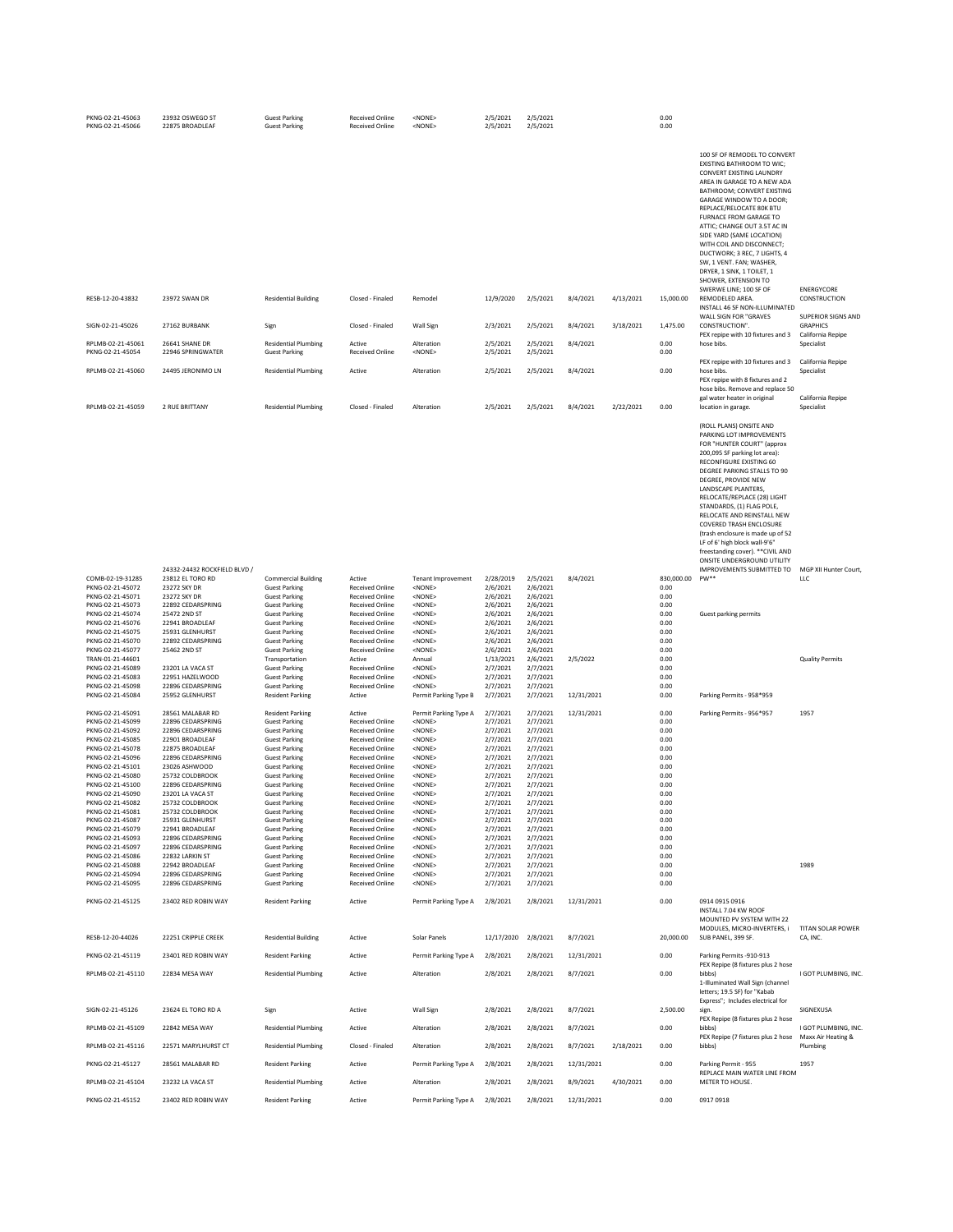| | | | | | | | | | | | |
|---|---|---|---|---|---|---|---|---|---|---|---|
| PKNG-02-21-45063 | 23932 OSWEGO ST | Guest Parking | Received Online | <NONE> | 2/5/2021 | 2/5/2021 | | | 0.00 | | |
| PKNG-02-21-45066 | 22875 BROADLEAF | Guest Parking | Received Online | <NONE> | 2/5/2021 | 2/5/2021 | | | 0.00 | | |
| RESB-12-20-43832 | 23972 SWAN DR | Residential Building | Closed - Finaled | Remodel | 12/9/2020 | 2/5/2021 | 8/4/2021 | 4/13/2021 | 15,000.00 | 100 SF OF REMODEL TO CONVERT EXISTING BATHROOM TO WIC; CONVERT EXISTING LAUNDRY AREA IN GARAGE TO A NEW ADA BATHROOM; CONVERT EXISTING GARAGE WINDOW TO A DOOR; REPLACE/RELOCATE 80K BTU FURNACE FROM GARAGE TO ATTIC; CHANGE OUT 3.5T AC IN SIDE YARD (SAME LOCATION) WITH COIL AND DISCONNECT; DUCTWORK; 3 REC, 7 LIGHTS, 4 SW, 1 VENT. FAN; WASHER, DRYER, 1 SINK, 1 TOILET, 1 SHOWER, EXTENSION TO SWERWE LINE; 100 SF OF REMODELED AREA. | ENERGYCORE CONSTRUCTION |
| SIGN-02-21-45026 | 27162 BURBANK | Sign | Closed - Finaled | Wall Sign | 2/3/2021 | 2/5/2021 | 8/4/2021 | 3/18/2021 | 1,475.00 | INSTALL 46 SF NON-ILLUMINATED WALL SIGN FOR "GRAVES CONSTRUCTION". | SUPERIOR SIGNS AND GRAPHICS |
| RPLMB-02-21-45061 | 26641 SHANE DR | Residential Plumbing | Active | Alteration | 2/5/2021 | 2/5/2021 | 8/4/2021 | | 0.00 | PEX repipe with 10 fixtures and 3 hose bibs. | California Repipe Specialist |
| PKNG-02-21-45054 | 22946 SPRINGWATER | Guest Parking | Received Online | <NONE> | 2/5/2021 | 2/5/2021 | | | 0.00 | | |
| RPLMB-02-21-45060 | 24495 JERONIMO LN | Residential Plumbing | Active | Alteration | 2/5/2021 | 2/5/2021 | 8/4/2021 | | 0.00 | PEX repipe with 10 fixtures and 3 hose bibs. | California Repipe Specialist |
| RPLMB-02-21-45059 | 2 RUE BRITTANY | Residential Plumbing | Closed - Finaled | Alteration | 2/5/2021 | 2/5/2021 | 8/4/2021 | 2/22/2021 | 0.00 | PEX repipe with 8 fixtures and 2 hose bibs. Remove and replace 50 gal water heater in original location in garage. | California Repipe Specialist |
| COMB-02-19-31285 | 24332-24432 ROCKFIELD BLVD / 23812 EL TORO RD | Commercial Building | Active | Tenant Improvement | 2/28/2019 | 2/5/2021 | 8/4/2021 | | 830,000.00 | (ROLL PLANS) ONSITE AND PARKING LOT IMPROVEMENTS FOR "HUNTER COURT" (approx 200,095 SF parking lot area): RECONFIGURE EXISTING 60 DEGREE PARKING STALLS TO 90 DEGREE, PROVIDE NEW LANDSCAPE PLANTERS, RELOCATE/REPLACE (28) LIGHT STANDARDS, (1) FLAG POLE, RELOCATE AND REINSTALL NEW COVERED TRASH ENCLOSURE (trash enclosure is made up of 52 LF of 6' high block wall-9'6" freestanding cover). **CIVIL AND ONSITE UNDERGROUND UTILITY IMPROVEMENTS SUBMITTED TO PW** | MGP XII Hunter Court, LLC |
| PKNG-02-21-45072 | 23272 SKY DR | Guest Parking | Received Online | <NONE> | 2/6/2021 | 2/6/2021 | | | 0.00 | | |
| PKNG-02-21-45071 | 23272 SKY DR | Guest Parking | Received Online | <NONE> | 2/6/2021 | 2/6/2021 | | | 0.00 | | |
| PKNG-02-21-45073 | 22892 CEDARSPRING | Guest Parking | Received Online | <NONE> | 2/6/2021 | 2/6/2021 | | | 0.00 | | |
| PKNG-02-21-45074 | 25472 2ND ST | Guest Parking | Received Online | <NONE> | 2/6/2021 | 2/6/2021 | | | 0.00 | Guest parking permits | |
| PKNG-02-21-45076 | 22941 BROADLEAF | Guest Parking | Received Online | <NONE> | 2/6/2021 | 2/6/2021 | | | 0.00 | | |
| PKNG-02-21-45075 | 25931 GLENHURST | Guest Parking | Received Online | <NONE> | 2/6/2021 | 2/6/2021 | | | 0.00 | | |
| PKNG-02-21-45070 | 22892 CEDARSPRING | Guest Parking | Received Online | <NONE> | 2/6/2021 | 2/6/2021 | | | 0.00 | | |
| PKNG-02-21-45077 | 25462 2ND ST | Guest Parking | Received Online | <NONE> | 2/6/2021 | 2/6/2021 | | | 0.00 | | |
| TRAN-01-21-44601 | | Transportation | Active | Annual | 1/13/2021 | 2/6/2021 | 2/5/2022 | | 0.00 | | Quality Permits |
| PKNG-02-21-45089 | 23201 LA VACA ST | Guest Parking | Received Online | <NONE> | 2/7/2021 | 2/7/2021 | | | 0.00 | | |
| PKNG-02-21-45083 | 22951 HAZELWOOD | Guest Parking | Received Online | <NONE> | 2/7/2021 | 2/7/2021 | | | 0.00 | | |
| PKNG-02-21-45098 | 22896 CEDARSPRING | Guest Parking | Received Online | <NONE> | 2/7/2021 | 2/7/2021 | | | 0.00 | | |
| PKNG-02-21-45084 | 25952 GLENHURST | Resident Parking | Active | Permit Parking Type B | 2/7/2021 | 2/7/2021 | 12/31/2021 | | 0.00 | Parking Permits - 958*959 | |
| PKNG-02-21-45091 | 28561 MALABAR RD | Resident Parking | Active | Permit Parking Type A | 2/7/2021 | 2/7/2021 | 12/31/2021 | | 0.00 | Parking Permits - 956*957 | 1957 |
| PKNG-02-21-45099 | 22896 CEDARSPRING | Guest Parking | Received Online | <NONE> | 2/7/2021 | 2/7/2021 | | | 0.00 | | |
| PKNG-02-21-45092 | 22896 CEDARSPRING | Guest Parking | Received Online | <NONE> | 2/7/2021 | 2/7/2021 | | | 0.00 | | |
| PKNG-02-21-45085 | 22901 BROADLEAF | Guest Parking | Received Online | <NONE> | 2/7/2021 | 2/7/2021 | | | 0.00 | | |
| PKNG-02-21-45078 | 22875 BROADLEAF | Guest Parking | Received Online | <NONE> | 2/7/2021 | 2/7/2021 | | | 0.00 | | |
| PKNG-02-21-45096 | 22896 CEDARSPRING | Guest Parking | Received Online | <NONE> | 2/7/2021 | 2/7/2021 | | | 0.00 | | |
| PKNG-02-21-45101 | 23026 ASHWOOD | Guest Parking | Received Online | <NONE> | 2/7/2021 | 2/7/2021 | | | 0.00 | | |
| PKNG-02-21-45080 | 25732 COLDBROOK | Guest Parking | Received Online | <NONE> | 2/7/2021 | 2/7/2021 | | | 0.00 | | |
| PKNG-02-21-45100 | 22896 CEDARSPRING | Guest Parking | Received Online | <NONE> | 2/7/2021 | 2/7/2021 | | | 0.00 | | |
| PKNG-02-21-45090 | 23201 LA VACA ST | Guest Parking | Received Online | <NONE> | 2/7/2021 | 2/7/2021 | | | 0.00 | | |
| PKNG-02-21-45082 | 25732 COLDBROOK | Guest Parking | Received Online | <NONE> | 2/7/2021 | 2/7/2021 | | | 0.00 | | |
| PKNG-02-21-45081 | 25732 COLDBROOK | Guest Parking | Received Online | <NONE> | 2/7/2021 | 2/7/2021 | | | 0.00 | | |
| PKNG-02-21-45087 | 25931 GLENHURST | Guest Parking | Received Online | <NONE> | 2/7/2021 | 2/7/2021 | | | 0.00 | | |
| PKNG-02-21-45079 | 22941 BROADLEAF | Guest Parking | Received Online | <NONE> | 2/7/2021 | 2/7/2021 | | | 0.00 | | |
| PKNG-02-21-45093 | 22896 CEDARSPRING | Guest Parking | Received Online | <NONE> | 2/7/2021 | 2/7/2021 | | | 0.00 | | |
| PKNG-02-21-45097 | 22896 CEDARSPRING | Guest Parking | Received Online | <NONE> | 2/7/2021 | 2/7/2021 | | | 0.00 | | |
| PKNG-02-21-45086 | 22832 LARKIN ST | Guest Parking | Received Online | <NONE> | 2/7/2021 | 2/7/2021 | | | 0.00 | | |
| PKNG-02-21-45088 | 22942 BROADLEAF | Guest Parking | Received Online | <NONE> | 2/7/2021 | 2/7/2021 | | | 0.00 | | 1989 |
| PKNG-02-21-45094 | 22896 CEDARSPRING | Guest Parking | Received Online | <NONE> | 2/7/2021 | 2/7/2021 | | | 0.00 | | |
| PKNG-02-21-45095 | 22896 CEDARSPRING | Guest Parking | Received Online | <NONE> | 2/7/2021 | 2/7/2021 | | | 0.00 | | |
| PKNG-02-21-45125 | 23402 RED ROBIN WAY | Resident Parking | Active | Permit Parking Type A | 2/8/2021 | 2/8/2021 | 12/31/2021 | | 0.00 | 0914 0915 0916 | |
| RESB-12-20-44026 | 22251 CRIPPLE CREEK | Residential Building | Active | Solar Panels | 12/17/2020 | 2/8/2021 | 8/7/2021 | | 20,000.00 | INSTALL 7.04 KW ROOF MOUNTED PV SYSTEM WITH 22 MODULES, MICRO-INVERTERS, I SUB PANEL, 399 SF. | TITAN SOLAR POWER CA, INC. |
| PKNG-02-21-45119 | 23401 RED ROBIN WAY | Resident Parking | Active | Permit Parking Type A | 2/8/2021 | 2/8/2021 | 12/31/2021 | | 0.00 | Parking Permits -910-913 | |
| RPLMB-02-21-45110 | 22834 MESA WAY | Residential Plumbing | Active | Alteration | 2/8/2021 | 2/8/2021 | 8/7/2021 | | 0.00 | PEX Repipe (8 fixtures plus 2 hose bibbs) | I GOT PLUMBING, INC. |
| SIGN-02-21-45126 | 23624 EL TORO RD A | Sign | Active | Wall Sign | 2/8/2021 | 2/8/2021 | 8/7/2021 | | 2,500.00 | 1-Illuminated Wall Sign (channel letters; 19.5 SF) for "Kabab Express"; Includes electrical for sign. | SIGNEXUSA |
| RPLMB-02-21-45109 | 22842 MESA WAY | Residential Plumbing | Active | Alteration | 2/8/2021 | 2/8/2021 | 8/7/2021 | | 0.00 | PEX Repipe (8 fixtures plus 2 hose bibbs) | I GOT PLUMBING, INC. |
| RPLMB-02-21-45116 | 22571 MARYLHURST CT | Residential Plumbing | Closed - Finaled | Alteration | 2/8/2021 | 2/8/2021 | 8/7/2021 | 2/18/2021 | 0.00 | PEX Repipe (7 fixtures plus 2 hose bibbs) | Maxx Air Heating & Plumbing |
| PKNG-02-21-45127 | 28561 MALABAR RD | Resident Parking | Active | Permit Parking Type A | 2/8/2021 | 2/8/2021 | 12/31/2021 | | 0.00 | Parking Permit - 955 | 1957 |
| RPLMB-02-21-45104 | 23232 LA VACA ST | Residential Plumbing | Active | Alteration | 2/8/2021 | 2/8/2021 | 8/9/2021 | 4/30/2021 | 0.00 | REPLACE MAIN WATER LINE FROM METER TO HOUSE. | |
| PKNG-02-21-45152 | 23402 RED ROBIN WAY | Resident Parking | Active | Permit Parking Type A | 2/8/2021 | 2/8/2021 | 12/31/2021 | | 0.00 | 0917 0918 | |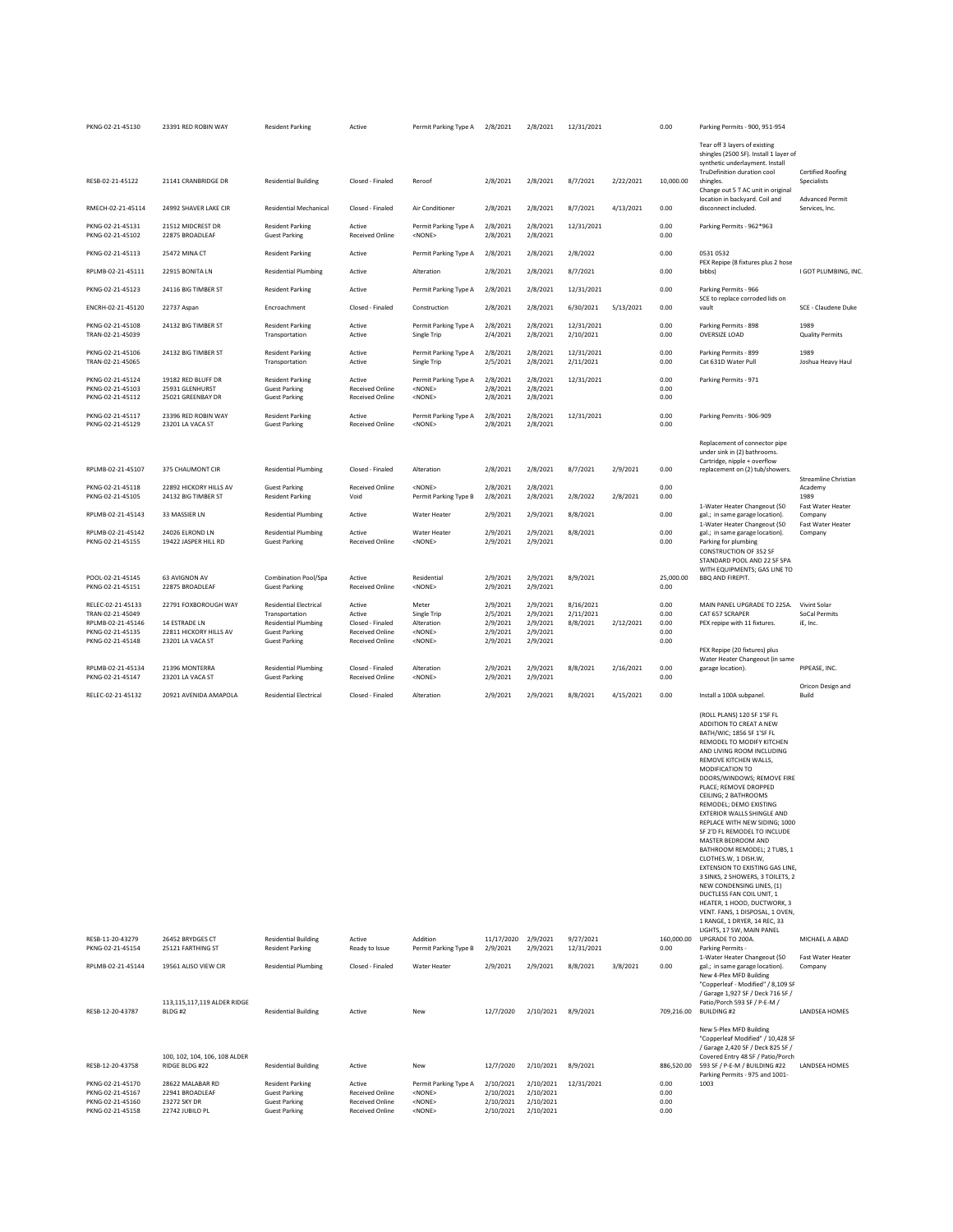| | | | | | | | | | | | |
|---|---|---|---|---|---|---|---|---|---|---|---|
| PKNG-02-21-45130 | 23391 RED ROBIN WAY | Resident Parking | Active | Permit Parking Type A | 2/8/2021 | 2/8/2021 | 12/31/2021 | | 0.00 | Parking Permits - 900, 951-954 | |
| RESB-02-21-45122 | 21141 CRANBRIDGE DR | Residential Building | Closed - Finaled | Reroof | 2/8/2021 | 2/8/2021 | 8/7/2021 | 2/22/2021 | 10,000.00 | Tear off 3 layers of existing shingles (2500 SF). Install 1 layer of synthetic underlayment. Install TruDefinition duration cool shingles. | Certified Roofing Specialists |
| RMECH-02-21-45114 | 24992 SHAVER LAKE CIR | Residential Mechanical | Closed - Finaled | Air Conditioner | 2/8/2021 | 2/8/2021 | 8/7/2021 | 4/13/2021 | 0.00 | Change out 5 T AC unit in original location in backyard. Coil and disconnect included. | Advanced Permit Services, Inc. |
| PKNG-02-21-45131 | 21512 MIDCREST DR | Resident Parking | Active | Permit Parking Type A | 2/8/2021 | 2/8/2021 | 12/31/2021 | | 0.00 | Parking Permits - 962*963 | |
| PKNG-02-21-45102 | 22875 BROADLEAF | Guest Parking | Received Online | <NONE> | 2/8/2021 | 2/8/2021 | | | 0.00 | | |
| PKNG-02-21-45113 | 25472 MINA CT | Resident Parking | Active | Permit Parking Type A | 2/8/2021 | 2/8/2021 | 2/8/2022 | | 0.00 | 0531 0532 | |
| RPLMB-02-21-45111 | 22915 BONITA LN | Residential Plumbing | Active | Alteration | 2/8/2021 | 2/8/2021 | 8/7/2021 | | 0.00 | PEX Repipe (8 fixtures plus 2 hose bibbs) | I GOT PLUMBING, INC. |
| PKNG-02-21-45123 | 24116 BIG TIMBER ST | Resident Parking | Active | Permit Parking Type A | 2/8/2021 | 2/8/2021 | 12/31/2021 | | 0.00 | Parking Permits - 966 | |
| ENCRH-02-21-45120 | 22737 Aspan | Encroachment | Closed - Finaled | Construction | 2/8/2021 | 2/8/2021 | 6/30/2021 | 5/13/2021 | 0.00 | SCE to replace corroded lids on vault | SCE - Claudene Duke |
| PKNG-02-21-45108 | 24132 BIG TIMBER ST | Resident Parking | Active | Permit Parking Type A | 2/8/2021 | 2/8/2021 | 12/31/2021 | | 0.00 | Parking Permits - 898 | 1989 |
| TRAN-02-21-45039 | | Transportation | Active | Single Trip | 2/4/2021 | 2/8/2021 | 2/10/2021 | | 0.00 | OVERSIZE LOAD | Quality Permits |
| PKNG-02-21-45106 | 24132 BIG TIMBER ST | Resident Parking | Active | Permit Parking Type A | 2/8/2021 | 2/8/2021 | 12/31/2021 | | 0.00 | Parking Permits - 899 | 1989 |
| TRAN-02-21-45065 | | Transportation | Active | Single Trip | 2/5/2021 | 2/8/2021 | 2/11/2021 | | 0.00 | Cat 631D Water Pull | Joshua Heavy Haul |
| PKNG-02-21-45124 | 19182 RED BLUFF DR | Resident Parking | Active | Permit Parking Type A | 2/8/2021 | 2/8/2021 | 12/31/2021 | | 0.00 | Parking Permits - 971 | |
| PKNG-02-21-45103 | 25931 GLENHURST | Guest Parking | Received Online | <NONE> | 2/8/2021 | 2/8/2021 | | | 0.00 | | |
| PKNG-02-21-45112 | 25021 GREENBAY DR | Guest Parking | Received Online | <NONE> | 2/8/2021 | 2/8/2021 | | | 0.00 | | |
| PKNG-02-21-45117 | 23396 RED ROBIN WAY | Resident Parking | Active | Permit Parking Type A | 2/8/2021 | 2/8/2021 | 12/31/2021 | | 0.00 | Parking Pemrits - 906-909 | |
| PKNG-02-21-45129 | 23201 LA VACA ST | Guest Parking | Received Online | <NONE> | 2/8/2021 | 2/8/2021 | | | 0.00 | | |
| RPLMB-02-21-45107 | 375 CHAUMONT CIR | Residential Plumbing | Closed - Finaled | Alteration | 2/8/2021 | 2/8/2021 | 8/7/2021 | 2/9/2021 | 0.00 | Replacement of connector pipe under sink in (2) bathrooms. Cartridge, nipple + overflow replacement on (2) tub/showers. | Streamline Christian Academy |
| PKNG-02-21-45118 | 22892 HICKORY HILLS AV | Guest Parking | Received Online | <NONE> | 2/8/2021 | 2/8/2021 | | | 0.00 | | |
| PKNG-02-21-45105 | 24132 BIG TIMBER ST | Resident Parking | Void | Permit Parking Type B | 2/8/2021 | 2/8/2021 | 2/8/2022 | 2/8/2021 | 0.00 | | 1989 |
| RPLMB-02-21-45143 | 33 MASSIER LN | Residential Plumbing | Active | Water Heater | 2/9/2021 | 2/9/2021 | 8/8/2021 | | 0.00 | 1-Water Heater Changeout (50 gal.; in same garage location). | Fast Water Heater Company |
| RPLMB-02-21-45142 | 24026 ELROND LN | Residential Plumbing | Active | Water Heater | 2/9/2021 | 2/9/2021 | 8/8/2021 | | 0.00 | 1-Water Heater Changeout (50 gal.; in same garage location). | Fast Water Heater Company |
| PKNG-02-21-45155 | 19422 JASPER HILL RD | Guest Parking | Received Online | <NONE> | 2/9/2021 | 2/9/2021 | | | 0.00 | Parking for plumbing | |
| POOL-02-21-45145 | 63 AVIGNON AV | Combination Pool/Spa | Active | Residential | 2/9/2021 | 2/9/2021 | 8/9/2021 | | 25,000.00 | CONSTRUCTION OF 352 SF STANDARD POOL AND 22 SF SPA WITH EQUIPMENTS; GAS LINE TO BBQ AND FIREPIT. | |
| PKNG-02-21-45151 | 22875 BROADLEAF | Guest Parking | Received Online | <NONE> | 2/9/2021 | 2/9/2021 | | | 0.00 | | |
| RELEC-02-21-45133 | 22791 FOXBOROUGH WAY | Residential Electrical | Active | Meter | 2/9/2021 | 2/9/2021 | 8/16/2021 | | 0.00 | MAIN PANEL UPGRADE TO 225A. | Vivint Solar |
| TRAN-02-21-45049 | | Transportation | Active | Single Trip | 2/5/2021 | 2/9/2021 | 2/11/2021 | | 0.00 | CAT 657 SCRAPER | SoCal Permits |
| RPLMB-02-21-45146 | 14 ESTRADE LN | Residential Plumbing | Closed - Finaled | Alteration | 2/9/2021 | 2/9/2021 | 8/8/2021 | 2/12/2021 | 0.00 | PEX repipe with 11 fixtures. | iE, Inc. |
| PKNG-02-21-45135 | 22811 HICKORY HILLS AV | Guest Parking | Received Online | <NONE> | 2/9/2021 | 2/9/2021 | | | 0.00 | | |
| PKNG-02-21-45148 | 23201 LA VACA ST | Guest Parking | Received Online | <NONE> | 2/9/2021 | 2/9/2021 | | | 0.00 | | |
| RPLMB-02-21-45134 | 21396 MONTERRA | Residential Plumbing | Closed - Finaled | Alteration | 2/9/2021 | 2/9/2021 | 8/8/2021 | 2/16/2021 | 0.00 | PEX Repipe (20 fixtures) plus Water Heater Changeout (in same garage location). | PIPEASE, INC. |
| PKNG-02-21-45147 | 23201 LA VACA ST | Guest Parking | Received Online | <NONE> | 2/9/2021 | 2/9/2021 | | | 0.00 | | |
| RELEC-02-21-45132 | 20921 AVENIDA AMAPOLA | Residential Electrical | Closed - Finaled | Alteration | 2/9/2021 | 2/9/2021 | 8/8/2021 | 4/15/2021 | 0.00 | Install a 100A subpanel. | Oricon Design and Build |
| RESB-11-20-43279 | 26452 BRYDGES CT | Residential Building | Active | Addition | 11/17/2020 | 2/9/2021 | 9/27/2021 | | 160,000.00 | (ROLL PLANS) 120 SF 1'SF FL ADDITION TO CREAT A NEW BATH/WIC; 1856 SF 1'SF FL REMODEL TO MODIFY KITCHEN AND LIVING ROOM INCLUDING REMOVE KITCHEN WALLS, MODIFICATION TO DOORS/WINDOWS; REMOVE FIRE PLACE; REMOVE DROPPED CEILING; 2 BATHROOMS REMODEL; DEMO EXISTING EXTERIOR WALLS SHINGLE AND REPLACE WITH NEW SIDING; 1000 SF 2'D FL REMODEL TO INCLUDE MASTER BEDROOM AND BATHROOM REMODEL; 2 TUBS, 1 CLOTHES.W, 1 DISH.W, EXTENSION TO EXISTING GAS LINE, 3 SINKS, 2 SHOWERS, 3 TOILETS, 2 NEW CONDENSING LINES, (1) DUCTLESS FAN COIL UNIT, 1 HEATER, 1 HOOD, DUCTWORK, 3 VENT. FANS, 1 DISPOSAL, 1 OVEN, 1 RANGE, 1 DRYER, 14 REC, 33 LIGHTS, 17 SW, MAIN PANEL UPGRADE TO 200A. | MICHAEL A ABAD |
| PKNG-02-21-45154 | 25121 FARTHING ST | Resident Parking | Ready to Issue | Permit Parking Type B | 2/9/2021 | 2/9/2021 | 12/31/2021 | | 0.00 | Parking Permits - | |
| RPLMB-02-21-45144 | 19561 ALISO VIEW CIR | Residential Plumbing | Closed - Finaled | Water Heater | 2/9/2021 | 2/9/2021 | 8/8/2021 | 3/8/2021 | 0.00 | 1-Water Heater Changeout (50 gal.; in same garage location). | Fast Water Heater Company |
| RESB-12-20-43787 | 113,115,117,119 ALDER RIDGE BLDG #2 | Residential Building | Active | New | 12/7/2020 | 2/10/2021 | 8/9/2021 | | 709,216.00 | New 4-Plex MFD Building "Copperleaf - Modified" / 8,109 SF / Garage 1,927 SF / Deck 716 SF / Patio/Porch 593 SF / P-E-M / BUILDING #2 | LANDSEA HOMES |
| RESB-12-20-43758 | 100, 102, 104, 106, 108 ALDER RIDGE BLDG #22 | Residential Building | Active | New | 12/7/2020 | 2/10/2021 | 8/9/2021 | | 886,520.00 | New 5-Plex MFD Building "Copperleaf Modified" / 10,428 SF / Garage 2,420 SF / Deck 825 SF / Covered Entry 48 SF / Patio/Porch 593 SF / P-E-M / BUILDING #22 | LANDSEA HOMES |
| PKNG-02-21-45170 | 28622 MALABAR RD | Resident Parking | Active | Permit Parking Type A | 2/10/2021 | 2/10/2021 | 12/31/2021 | | 0.00 | Parking Permits - 975 and 1001-1003 | |
| PKNG-02-21-45167 | 22941 BROADLEAF | Guest Parking | Received Online | <NONE> | 2/10/2021 | 2/10/2021 | | | 0.00 | | |
| PKNG-02-21-45160 | 23272 SKY DR | Guest Parking | Received Online | <NONE> | 2/10/2021 | 2/10/2021 | | | 0.00 | | |
| PKNG-02-21-45158 | 22742 JUBILO PL | Guest Parking | Received Online | <NONE> | 2/10/2021 | 2/10/2021 | | | 0.00 | | |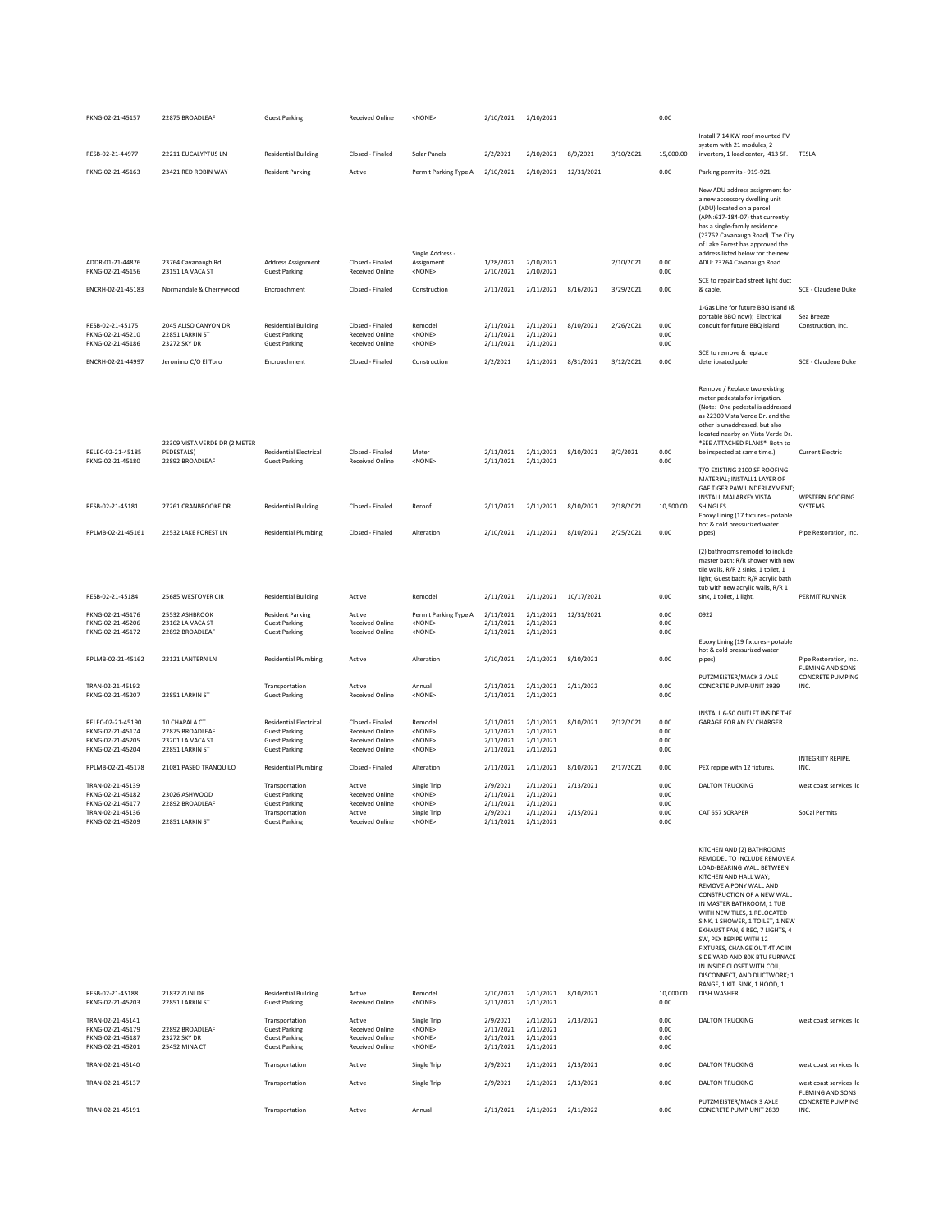| | | | | | | | | | | | |
|---|---|---|---|---|---|---|---|---|---|---|---|
| PKNG-02-21-45157 | 22875 BROADLEAF | Guest Parking | Received Online | <NONE> | 2/10/2021 | 2/10/2021 | | | 0.00 | | |
| RESB-02-21-44977 | 22211 EUCALYPTUS LN | Residential Building | Closed - Finaled | Solar Panels | 2/2/2021 | 2/10/2021 | 8/9/2021 | 3/10/2021 | 15,000.00 | Install 7.14 KW roof mounted PV system with 21 modules, 2 inverters, 1 load center, 413 SF. | TESLA |
| PKNG-02-21-45163 | 23421 RED ROBIN WAY | Resident Parking | Active | Permit Parking Type A | 2/10/2021 | 2/10/2021 | 12/31/2021 | | 0.00 | Parking permits - 919-921 | |
| ADDR-01-21-44876 | 23764 Cavanaugh Rd | Address Assignment | Closed - Finaled | Single Address - Assignment | 1/28/2021 | 2/10/2021 | | 2/10/2021 | 0.00 | New ADU address assignment for a new accessory dwelling unit (ADU) located on a parcel (APN:617-184-07) that currently has a single-family residence (23762 Cavanaugh Road). The City of Lake Forest has approved the address listed below for the new ADU: 23764 Cavanaugh Road | |
| PKNG-02-21-45156 | 23151 LA VACA ST | Guest Parking | Received Online | <NONE> | 2/10/2021 | 2/10/2021 | | | 0.00 | | |
| ENCRH-02-21-45183 | Normandale & Cherrywood | Encroachment | Closed - Finaled | Construction | 2/11/2021 | 2/11/2021 | 8/16/2021 | 3/29/2021 | 0.00 | SCE to repair bad street light duct & cable. | SCE - Claudene Duke |
| RESB-02-21-45175 | 2045 ALISO CANYON DR | Residential Building | Closed - Finaled | Remodel | 2/11/2021 | 2/11/2021 | 8/10/2021 | 2/26/2021 | 0.00 | 1-Gas Line for future BBQ island (& portable BBQ now); Electrical conduit for future BBQ island. | Sea Breeze Construction, Inc. |
| PKNG-02-21-45210 | 22851 LARKIN ST | Guest Parking | Received Online | <NONE> | 2/11/2021 | 2/11/2021 | | | 0.00 | | |
| PKNG-02-21-45186 | 23272 SKY DR | Guest Parking | Received Online | <NONE> | 2/11/2021 | 2/11/2021 | | | 0.00 | | |
| ENCRH-02-21-44997 | Jeronimo C/O El Toro | Encroachment | Closed - Finaled | Construction | 2/2/2021 | 2/11/2021 | 8/31/2021 | 3/12/2021 | 0.00 | SCE to remove & replace deteriorated pole | SCE - Claudene Duke |
| RELEC-02-21-45185 | 22309 VISTA VERDE DR (2 METER PEDESTALS) | Residential Electrical | Closed - Finaled | Meter | 2/11/2021 | 2/11/2021 | 8/10/2021 | 3/2/2021 | 0.00 | Remove / Replace two existing meter pedestals for irrigation. (Note: One pedestal is addressed as 22309 Vista Verde Dr. and the other is unaddressed, but also located nearby on Vista Verde Dr. *SEE ATTACHED PLANS* Both to be inspected at same time.) | Current Electric |
| PKNG-02-21-45180 | 22892 BROADLEAF | Guest Parking | Received Online | <NONE> | 2/11/2021 | 2/11/2021 | | | 0.00 | | |
| RESB-02-21-45181 | 27261 CRANBROOKE DR | Residential Building | Closed - Finaled | Reroof | 2/11/2021 | 2/11/2021 | 8/10/2021 | 2/18/2021 | 10,500.00 | T/O EXISTING 2100 SF ROOFING MATERIAL; INSTALL1 LAYER OF GAF TIGER PAW UNDERLAYMENT; INSTALL MALARKEY VISTA SHINGLES. | WESTERN ROOFING SYSTEMS |
| RPLMB-02-21-45161 | 22532 LAKE FOREST LN | Residential Plumbing | Closed - Finaled | Alteration | 2/10/2021 | 2/11/2021 | 8/10/2021 | 2/25/2021 | 0.00 | Epoxy Lining (17 fixtures - potable hot & cold pressurized water pipes). | Pipe Restoration, Inc. |
| RESB-02-21-45184 | 25685 WESTOVER CIR | Residential Building | Active | Remodel | 2/11/2021 | 2/11/2021 | 10/17/2021 | | 0.00 | (2) bathrooms remodel to include master bath: R/R shower with new tile walls, R/R 2 sinks, 1 toilet, 1 light; Guest bath: R/R acrylic bath tub with new acrylic walls, R/R 1 sink, 1 toilet, 1 light. | PERMIT RUNNER |
| PKNG-02-21-45176 | 25532 ASHBROOK | Resident Parking | Active | Permit Parking Type A | 2/11/2021 | 2/11/2021 | 12/31/2021 | | 0.00 | 0922 | |
| PKNG-02-21-45206 | 23162 LA VACA ST | Guest Parking | Received Online | <NONE> | 2/11/2021 | 2/11/2021 | | | 0.00 | | |
| PKNG-02-21-45172 | 22892 BROADLEAF | Guest Parking | Received Online | <NONE> | 2/11/2021 | 2/11/2021 | | | 0.00 | | |
| RPLMB-02-21-45162 | 22121 LANTERN LN | Residential Plumbing | Active | Alteration | 2/10/2021 | 2/11/2021 | 8/10/2021 | | 0.00 | Epoxy Lining (19 fixtures - potable hot & cold pressurized water pipes). | Pipe Restoration, Inc. |
| TRAN-02-21-45192 | | Transportation | Active | Annual | 2/11/2021 | 2/11/2021 | 2/11/2022 | | 0.00 | PUTZMEISTER/MACK 3 AXLE CONCRETE PUMP-UNIT 2939 | FLEMING AND SONS CONCRETE PUMPING INC. |
| PKNG-02-21-45207 | 22851 LARKIN ST | Guest Parking | Received Online | <NONE> | 2/11/2021 | 2/11/2021 | | | 0.00 | | |
| RELEC-02-21-45190 | 10 CHAPALA CT | Residential Electrical | Closed - Finaled | Remodel | 2/11/2021 | 2/11/2021 | 8/10/2021 | 2/12/2021 | 0.00 | INSTALL 6-50 OUTLET INSIDE THE GARAGE FOR AN EV CHARGER. | |
| PKNG-02-21-45174 | 22875 BROADLEAF | Guest Parking | Received Online | <NONE> | 2/11/2021 | 2/11/2021 | | | 0.00 | | |
| PKNG-02-21-45205 | 23201 LA VACA ST | Guest Parking | Received Online | <NONE> | 2/11/2021 | 2/11/2021 | | | 0.00 | | |
| PKNG-02-21-45204 | 22851 LARKIN ST | Guest Parking | Received Online | <NONE> | 2/11/2021 | 2/11/2021 | | | 0.00 | | |
| RPLMB-02-21-45178 | 21081 PASEO TRANQUILO | Residential Plumbing | Closed - Finaled | Alteration | 2/11/2021 | 2/11/2021 | 8/10/2021 | 2/17/2021 | 0.00 | PEX repipe with 12 fixtures. | INTEGRITY REPIPE, INC. |
| TRAN-02-21-45139 | | Transportation | Active | Single Trip | 2/9/2021 | 2/11/2021 | 2/13/2021 | | 0.00 | DALTON TRUCKING | west coast services llc |
| PKNG-02-21-45182 | 23026 ASHWOOD | Guest Parking | Received Online | <NONE> | 2/11/2021 | 2/11/2021 | | | 0.00 | | |
| PKNG-02-21-45177 | 22892 BROADLEAF | Guest Parking | Received Online | <NONE> | 2/11/2021 | 2/11/2021 | | | 0.00 | | |
| TRAN-02-21-45136 | | Transportation | Active | Single Trip | 2/9/2021 | 2/11/2021 | 2/15/2021 | | 0.00 | CAT 657 SCRAPER | SoCal Permits |
| PKNG-02-21-45209 | 22851 LARKIN ST | Guest Parking | Received Online | <NONE> | 2/11/2021 | 2/11/2021 | | | 0.00 | | |
| RESB-02-21-45188 | 21832 ZUNI DR | Residential Building | Active | Remodel | 2/10/2021 | 2/11/2021 | 8/10/2021 | | 10,000.00 | KITCHEN AND (2) BATHROOMS REMODEL TO INCLUDE REMOVE A LOAD-BEARING WALL BETWEEN KITCHEN AND HALL WAY; REMOVE A PONY WALL AND CONSTRUCTION OF A NEW WALL IN MASTER BATHROOM, 1 TUB WITH NEW TILES, 1 RELOCATED SINK, 1 SHOWER, 1 TOILET, 1 NEW EXHAUST FAN, 6 REC, 7 LIGHTS, 4 SW, PEX REPIPE WITH 12 FIXTURES, CHANGE OUT 4T AC IN SIDE YARD AND 80K BTU FURNACE IN INSIDE CLOSET WITH COIL, DISCONNECT, AND DUCTWORK; 1 RANGE, 1 KIT. SINK, 1 HOOD, 1 DISH WASHER. | |
| PKNG-02-21-45203 | 22851 LARKIN ST | Guest Parking | Received Online | <NONE> | 2/11/2021 | 2/11/2021 | | | 0.00 | | |
| TRAN-02-21-45141 | | Transportation | Active | Single Trip | 2/9/2021 | 2/11/2021 | 2/13/2021 | | 0.00 | DALTON TRUCKING | west coast services llc |
| PKNG-02-21-45179 | 22892 BROADLEAF | Guest Parking | Received Online | <NONE> | 2/11/2021 | 2/11/2021 | | | 0.00 | | |
| PKNG-02-21-45187 | 23272 SKY DR | Guest Parking | Received Online | <NONE> | 2/11/2021 | 2/11/2021 | | | 0.00 | | |
| PKNG-02-21-45201 | 25452 MINA CT | Guest Parking | Received Online | <NONE> | 2/11/2021 | 2/11/2021 | | | 0.00 | | |
| TRAN-02-21-45140 | | Transportation | Active | Single Trip | 2/9/2021 | 2/11/2021 | 2/13/2021 | | 0.00 | DALTON TRUCKING | west coast services llc |
| TRAN-02-21-45137 | | Transportation | Active | Single Trip | 2/9/2021 | 2/11/2021 | 2/13/2021 | | 0.00 | DALTON TRUCKING | west coast services llc |
| TRAN-02-21-45191 | | Transportation | Active | Annual | 2/11/2021 | 2/11/2021 | 2/11/2022 | | 0.00 | PUTZMEISTER/MACK 3 AXLE CONCRETE PUMP UNIT 2839 | FLEMING AND SONS CONCRETE PUMPING INC. |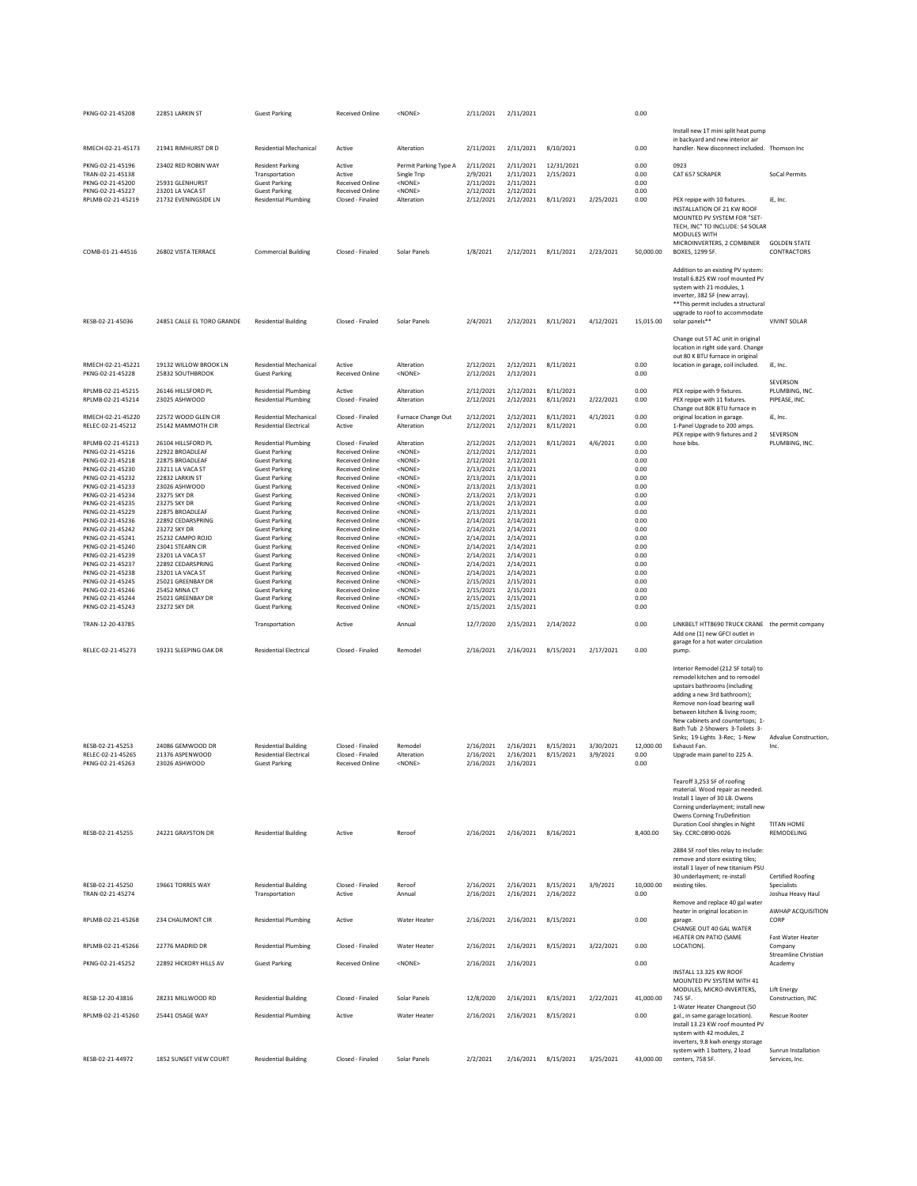| | | | | | | | | | | | |
|---|---|---|---|---|---|---|---|---|---|---|---|
| PKNG-02-21-45208 | 22851 LARKIN ST | Guest Parking | Received Online | <NONE> | 2/11/2021 | 2/11/2021 | | | 0.00 | | |
| RMECH-02-21-45173 | 21941 RIMHURST DR D | Residential Mechanical | Active | Alteration | 2/11/2021 | 2/11/2021 | 8/10/2021 | | 0.00 | Install new 1T mini split heat pump in backyard and new interior air handler. New disconnect included. | Thomson Inc |
| PKNG-02-21-45196 | 23402 RED ROBIN WAY | Resident Parking | Active | Permit Parking Type A | 2/11/2021 | 2/11/2021 | 12/31/2021 | | 0.00 | 0923 | |
| TRAN-02-21-45138 | | Transportation | Active | Single Trip | 2/9/2021 | 2/11/2021 | 2/15/2021 | | 0.00 | CAT 657 SCRAPER | SoCal Permits |
| PKNG-02-21-45200 | 25931 GLENHURST | Guest Parking | Received Online | <NONE> | 2/11/2021 | 2/11/2021 | | | 0.00 | | |
| PKNG-02-21-45227 | 23201 LA VACA ST | Guest Parking | Received Online | <NONE> | 2/12/2021 | 2/12/2021 | | | 0.00 | | |
| RPLMB-02-21-45219 | 21732 EVENINGSIDE LN | Residential Plumbing | Closed - Finaled | Alteration | 2/12/2021 | 2/12/2021 | 8/11/2021 | 2/25/2021 | 0.00 | PEX repipe with 10 fixtures. | iE, Inc. |
| COMB-01-21-44516 | 26802 VISTA TERRACE | Commercial Building | Closed - Finaled | Solar Panels | 1/8/2021 | 2/12/2021 | 8/11/2021 | 2/23/2021 | 50,000.00 | INSTALLATION OF 21 KW ROOF MOUNTED PV SYSTEM FOR "SET-TECH, INC" TO INCLUDE: 54 SOLAR MODULES WITH MICROINVERTERS, 2 COMBINER BOXES, 1299 SF. | GOLDEN STATE CONTRACTORS |
| RESB-02-21-45036 | 24851 CALLE EL TORO GRANDE | Residential Building | Closed - Finaled | Solar Panels | 2/4/2021 | 2/12/2021 | 8/11/2021 | 4/12/2021 | 15,015.00 | Addition to an existing PV system: Install 6.825 KW roof mounted PV system with 21 modules, 1 inverter, 382 SF (new array). **This permit includes a structural upgrade to roof to accommodate solar panels** | VIVINT SOLAR |
| RMECH-02-21-45221 | 19132 WILLOW BROOK LN | Residential Mechanical | Active | Alteration | 2/12/2021 | 2/12/2021 | 8/11/2021 | | 0.00 | Change out 5T AC unit in original location in right side yard. Change out 80 K BTU furnace in original location in garage, coil included. | iE, Inc. |
| PKNG-02-21-45228 | 25832 SOUTHBROOK | Guest Parking | Received Online | <NONE> | 2/12/2021 | 2/12/2021 | | | 0.00 | | |
| RPLMB-02-21-45215 | 26146 HILLSFORD PL | Residential Plumbing | Active | Alteration | 2/12/2021 | 2/12/2021 | 8/11/2021 | | 0.00 | PEX repipe with 9 fixtures. | SEVERSON PLUMBING, INC. |
| RPLMB-02-21-45214 | 23025 ASHWOOD | Residential Plumbing | Closed - Finaled | Alteration | 2/12/2021 | 2/12/2021 | 8/11/2021 | 2/22/2021 | 0.00 | PEX repipe with 11 fixtures. | PIPEASE, INC. |
| RMECH-02-21-45220 | 22572 WOOD GLEN CIR | Residential Mechanical | Closed - Finaled | Furnace Change Out | 2/12/2021 | 2/12/2021 | 8/11/2021 | 4/1/2021 | 0.00 | Change out 80K BTU furnace in original location in garage. | iE, Inc. |
| RELEC-02-21-45212 | 25142 MAMMOTH CIR | Residential Electrical | Active | Alteration | 2/12/2021 | 2/12/2021 | 8/11/2021 | | 0.00 | 1-Panel Upgrade to 200 amps. | |
| RPLMB-02-21-45213 | 26104 HILLSFORD PL | Residential Plumbing | Closed - Finaled | Alteration | 2/12/2021 | 2/12/2021 | 8/11/2021 | 4/6/2021 | 0.00 | PEX repipe with 9 fixtures and 2 hose bibs. | SEVERSON PLUMBING, INC. |
| PKNG-02-21-45216 | 22922 BROADLEAF | Guest Parking | Received Online | <NONE> | 2/12/2021 | 2/12/2021 | | | 0.00 | | |
| PKNG-02-21-45218 | 22875 BROADLEAF | Guest Parking | Received Online | <NONE> | 2/12/2021 | 2/12/2021 | | | 0.00 | | |
| PKNG-02-21-45230 | 23211 LA VACA ST | Guest Parking | Received Online | <NONE> | 2/13/2021 | 2/13/2021 | | | 0.00 | | |
| PKNG-02-21-45232 | 22832 LARKIN ST | Guest Parking | Received Online | <NONE> | 2/13/2021 | 2/13/2021 | | | 0.00 | | |
| PKNG-02-21-45233 | 23026 ASHWOOD | Guest Parking | Received Online | <NONE> | 2/13/2021 | 2/13/2021 | | | 0.00 | | |
| PKNG-02-21-45234 | 23275 SKY DR | Guest Parking | Received Online | <NONE> | 2/13/2021 | 2/13/2021 | | | 0.00 | | |
| PKNG-02-21-45235 | 23275 SKY DR | Guest Parking | Received Online | <NONE> | 2/13/2021 | 2/13/2021 | | | 0.00 | | |
| PKNG-02-21-45229 | 22875 BROADLEAF | Guest Parking | Received Online | <NONE> | 2/13/2021 | 2/13/2021 | | | 0.00 | | |
| PKNG-02-21-45236 | 22892 CEDARSPRING | Guest Parking | Received Online | <NONE> | 2/14/2021 | 2/14/2021 | | | 0.00 | | |
| PKNG-02-21-45242 | 23272 SKY DR | Guest Parking | Received Online | <NONE> | 2/14/2021 | 2/14/2021 | | | 0.00 | | |
| PKNG-02-21-45241 | 25232 CAMPO ROJO | Guest Parking | Received Online | <NONE> | 2/14/2021 | 2/14/2021 | | | 0.00 | | |
| PKNG-02-21-45240 | 23041 STEARN CIR | Guest Parking | Received Online | <NONE> | 2/14/2021 | 2/14/2021 | | | 0.00 | | |
| PKNG-02-21-45239 | 23201 LA VACA ST | Guest Parking | Received Online | <NONE> | 2/14/2021 | 2/14/2021 | | | 0.00 | | |
| PKNG-02-21-45237 | 22892 CEDARSPRING | Guest Parking | Received Online | <NONE> | 2/14/2021 | 2/14/2021 | | | 0.00 | | |
| PKNG-02-21-45238 | 23201 LA VACA ST | Guest Parking | Received Online | <NONE> | 2/14/2021 | 2/14/2021 | | | 0.00 | | |
| PKNG-02-21-45245 | 25021 GREENBAY DR | Guest Parking | Received Online | <NONE> | 2/15/2021 | 2/15/2021 | | | 0.00 | | |
| PKNG-02-21-45246 | 25452 MINA CT | Guest Parking | Received Online | <NONE> | 2/15/2021 | 2/15/2021 | | | 0.00 | | |
| PKNG-02-21-45244 | 25021 GREENBAY DR | Guest Parking | Received Online | <NONE> | 2/15/2021 | 2/15/2021 | | | 0.00 | | |
| PKNG-02-21-45243 | 23272 SKY DR | Guest Parking | Received Online | <NONE> | 2/15/2021 | 2/15/2021 | | | 0.00 | | |
| TRAN-12-20-43785 | | Transportation | Active | Annual | 12/7/2020 | 2/15/2021 | 2/14/2022 | | 0.00 | LINKBELT HTT8690 TRUCK CRANE | the permit company |
| RELEC-02-21-45273 | 19231 SLEEPING OAK DR | Residential Electrical | Closed - Finaled | Remodel | 2/16/2021 | 2/16/2021 | 8/15/2021 | 2/17/2021 | 0.00 | Add one (1) new GFCI outlet in garage for a hot water circulation pump. | |
| RESB-02-21-45253 | 24086 GEMWOOD DR | Residential Building | Closed - Finaled | Remodel | 2/16/2021 | 2/16/2021 | 8/15/2021 | 3/30/2021 | 12,000.00 | Interior Remodel (212 SF total) to remodel kitchen and to remodel upstairs bathrooms (including adding a new 3rd bathroom); Remove non-load bearing wall between kitchen & living room; New cabinets and countertops; 1-Bath Tub 2-Showers 3-Toilets 3-Sinks; 19-Lights 3-Rec; 1-New Exhaust Fan. | Advalue Construction, Inc. |
| RELEC-02-21-45265 | 21376 ASPENWOOD | Residential Electrical | Closed - Finaled | Alteration | 2/16/2021 | 2/16/2021 | 8/15/2021 | 3/9/2021 | 0.00 | Upgrade main panel to 225 A. | |
| PKNG-02-21-45263 | 23026 ASHWOOD | Guest Parking | Received Online | <NONE> | 2/16/2021 | 2/16/2021 | | | 0.00 | | |
| RESB-02-21-45255 | 24221 GRAYSTON DR | Residential Building | Active | Reroof | 2/16/2021 | 2/16/2021 | 8/16/2021 | | 8,400.00 | Tearoff 3,253 SF of roofing material. Wood repair as needed. Install 1 layer of 30 LB. Owens Corning underlayment; install new Owens Corning TruDefinition Duration Cool shingles in Night Sky. CCRC:0890-0026 | TITAN HOME REMODELING |
| RESB-02-21-45250 | 19661 TORRES WAY | Residential Building | Closed - Finaled | Reroof | 2/16/2021 | 2/16/2021 | 8/15/2021 | 3/9/2021 | 10,000.00 | 2884 SF roof tiles relay to include: remove and store existing tiles; install 1 layer of new titanium PSU 30 underlayment; re-install existing tiles. | Certified Roofing Specialists |
| TRAN-02-21-45274 | | Transportation | Active | Annual | 2/16/2021 | 2/16/2021 | 2/16/2022 | | 0.00 | | Joshua Heavy Haul |
| RPLMB-02-21-45268 | 234 CHAUMONT CIR | Residential Plumbing | Active | Water Heater | 2/16/2021 | 2/16/2021 | 8/15/2021 | | 0.00 | Remove and replace 40 gal water heater in original location in garage. | AWHAP ACQUISITION CORP |
| RPLMB-02-21-45266 | 22776 MADRID DR | Residential Plumbing | Closed - Finaled | Water Heater | 2/16/2021 | 2/16/2021 | 8/15/2021 | 3/22/2021 | 0.00 | CHANGE OUT 40 GAL WATER HEATER ON PATIO (SAME LOCATION). | Fast Water Heater Company |
| PKNG-02-21-45252 | 22892 HICKORY HILLS AV | Guest Parking | Received Online | <NONE> | 2/16/2021 | 2/16/2021 | | | 0.00 | | Streamline Christian Academy |
| RESB-12-20-43816 | 28231 MILLWOOD RD | Residential Building | Closed - Finaled | Solar Panels | 12/8/2020 | 2/16/2021 | 8/15/2021 | 2/22/2021 | 41,000.00 | INSTALL 13.325 KW ROOF MOUNTED PV SYSTEM WITH 41 MODULES, MICRO-INVERTERS, 745 SF. | Lift Energy Construction, INC |
| RPLMB-02-21-45260 | 25441 OSAGE WAY | Residential Plumbing | Active | Water Heater | 2/16/2021 | 2/16/2021 | 8/15/2021 | | 0.00 | 1-Water Heater Changeout (50 gal., in same garage location). | Rescue Rooter |
| RESB-02-21-44972 | 1852 SUNSET VIEW COURT | Residential Building | Closed - Finaled | Solar Panels | 2/2/2021 | 2/16/2021 | 8/15/2021 | 3/25/2021 | 43,000.00 | Install 13.23 KW roof mounted PV system with 42 modules, 2 inverters, 9.8 kwh energy storage system with 1 battery, 2 load centers, 758 SF. | Sunrun Installation Services, Inc. |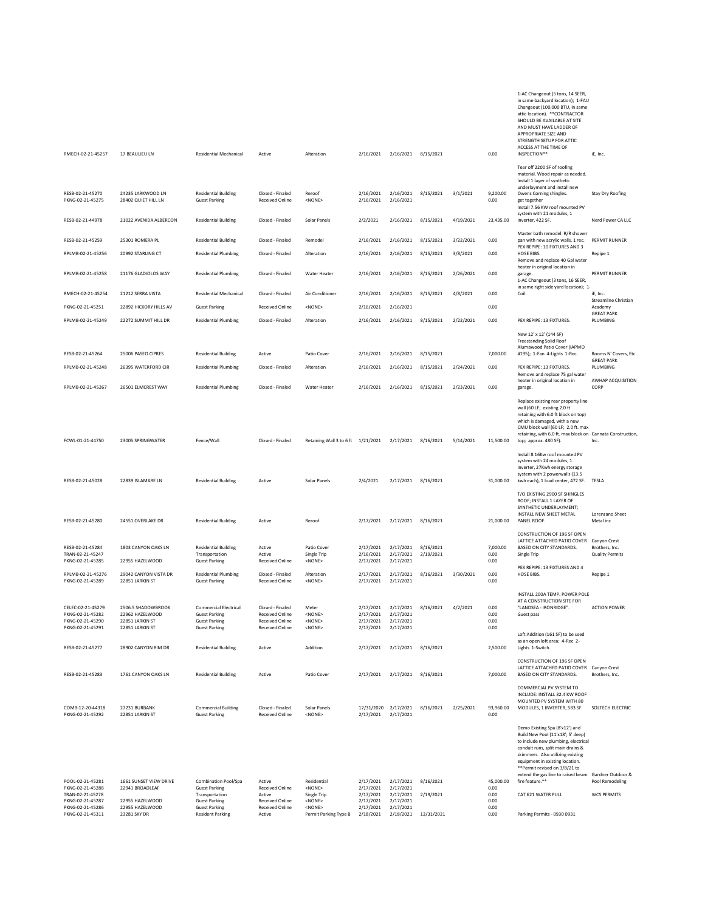| RMECH-02-21-45257 | 17 BEAULIEU LN | Residential Mechanical | Active | Alteration | 2/16/2021 | 2/16/2021 | 8/15/2021 | | 0.00 | 1-AC Changeout (5 tons, 14 SEER, in same backyard location); 1-FAU Changeout (100,000 BTU, in same attic location). **CONTRACTOR SHOULD BE AVAILABLE AT SITE AND MUST HAVE LADDER OF APPROPRIATE SIZE AND STRENGTH SETUP FOR ATTIC ACCESS AT THE TIME OF INSPECTION** | iE, Inc. |
|---|---|---|---|---|---|---|---|---|---|---|---|
| RESB-02-21-45270 | 24235 LARKWOOD LN | Residential Building | Closed - Finaled | Reroof | 2/16/2021 | 2/16/2021 | 8/15/2021 | 3/1/2021 | 9,200.00 | Tear off 2200 SF of roofing material. Wood repair as needed. Install 1 layer of synthetic underlayment and install new Owens Corning shingles. | Stay Dry Roofing |
| PKNG-02-21-45275 | 28402 QUIET HILL LN | Guest Parking | Received Online | <NONE> | 2/16/2021 | 2/16/2021 | | | 0.00 | get together | |
| RESB-02-21-44978 | 21022 AVENIDA ALBERCON | Residential Building | Closed - Finaled | Solar Panels | 2/2/2021 | 2/16/2021 | 8/15/2021 | 4/19/2021 | 23,435.00 | Install 7.56 KW roof mounted PV system with 21 modules, 1 inverter, 422 SF. | Nerd Power CA LLC |
| RESB-02-21-45259 | 25301 ROMERA PL | Residential Building | Closed - Finaled | Remodel | 2/16/2021 | 2/16/2021 | 8/15/2021 | 3/22/2021 | 0.00 | Master bath remodel: R/R shower pan with new acrylic walls, 1 rec. | PERMIT RUNNER |
| RPLMB-02-21-45256 | 20992 STARLING CT | Residential Plumbing | Closed - Finaled | Alteration | 2/16/2021 | 2/16/2021 | 8/15/2021 | 3/8/2021 | 0.00 | PEX REPIPE: 10 FIXTURES AND 3 HOSE BIBS. | Repipe 1 |
| RPLMB-02-21-45258 | 21176 GLADIOLOS WAY | Residential Plumbing | Closed - Finaled | Water Heater | 2/16/2021 | 2/16/2021 | 8/15/2021 | 2/26/2021 | 0.00 | Remove and replace 40 Gal water heater in original location in garage. | PERMIT RUNNER |
| RMECH-02-21-45254 | 21212 SERRA VISTA | Residential Mechanical | Closed - Finaled | Air Conditioner | 2/16/2021 | 2/16/2021 | 8/15/2021 | 4/8/2021 | 0.00 | 1-AC Changeout (3 tons, 16 SEER, in same right side yard location); 1-Coil. | iE, Inc. |
| PKNG-02-21-45251 | 22892 HICKORY HILLS AV | Guest Parking | Received Online | <NONE> | 2/16/2021 | 2/16/2021 | | | 0.00 | | Streamline Christian Academy |
| RPLMB-02-21-45249 | 22272 SUMMIT HILL DR | Residential Plumbing | Closed - Finaled | Alteration | 2/16/2021 | 2/16/2021 | 8/15/2021 | 2/22/2021 | 0.00 | PEX REPIPE: 13 FIXTURES. | GREAT PARK PLUMBING |
| RESB-02-21-45264 | 25006 PASEO CIPRES | Residential Building | Active | Patio Cover | 2/16/2021 | 2/16/2021 | 8/15/2021 | | 7,000.00 | New 12' x 12' (144 SF) Freestanding Solid Roof Alumawood Patio Cover (IAPMO #195); 1-Fan 4-Lights 1-Rec. | Rooms N' Covers, Etc. |
| RPLMB-02-21-45248 | 26395 WATERFORD CIR | Residential Plumbing | Closed - Finaled | Alteration | 2/16/2021 | 2/16/2021 | 8/15/2021 | 2/24/2021 | 0.00 | PEX REPIPE: 13 FIXTURES. | GREAT PARK PLUMBING |
| RPLMB-02-21-45267 | 26501 ELMCREST WAY | Residential Plumbing | Closed - Finaled | Water Heater | 2/16/2021 | 2/16/2021 | 8/15/2021 | 2/23/2021 | 0.00 | Remove and replace 75 gal water heater in original location in garage. | AWHAP ACQUISITION CORP |
| FCWL-01-21-44750 | 23005 SPRINGWATER | Fence/Wall | Closed - Finaled | Retaining Wall 3 to 6 ft | 1/21/2021 | 2/17/2021 | 8/16/2021 | 5/14/2021 | 11,500.00 | Replace existing rear property line wall (60 LF; existing 2.0 ft retaining with 6.0 ft block on top) which is damaged, with a new CMU block wall (60 LF; 2.0 ft. max retaining, with 6.0 ft. max block on top; approx. 480 SF). | Cannata Construction, Inc. |
| RESB-02-21-45028 | 22839 ISLAMARE LN | Residential Building | Active | Solar Panels | 2/4/2021 | 2/17/2021 | 8/16/2021 | | 31,000.00 | Install 8.16Kw roof mounted PV system with 24 modules, 1 inverter, 27Kwh energy storage system with 2 powerwalls (13.5 kwh each), 1 load center, 472 SF. | TESLA |
| RESB-02-21-45280 | 24551 OVERLAKE DR | Residential Building | Active | Reroof | 2/17/2021 | 2/17/2021 | 8/16/2021 | | 21,000.00 | T/O EXISTING 2900 SF SHINGLES ROOF; INSTALL 1 LAYER OF SYNTHETIC UNDERLAYMENT; INSTALL NEW SHEET METAL PANEL ROOF. | Lorenzano Sheet Metal inc |
| RESB-02-21-45284 | 1803 CANYON OAKS LN | Residential Building | Active | Patio Cover | 2/17/2021 | 2/17/2021 | 8/16/2021 | | 7,000.00 | CONSTRUCTION OF 196 SF OPEN LATTICE ATTACHED PATIO COVER BASED ON CITY STANDARDS. | Canyon Crest Brothers, Inc. |
| TRAN-02-21-45247 | | Transportation | Active | Single Trip | 2/16/2021 | 2/17/2021 | 2/19/2021 | | 0.00 | Single Trip | Quality Permits |
| PKNG-02-21-45285 | 22955 HAZELWOOD | Guest Parking | Received Online | <NONE> | 2/17/2021 | 2/17/2021 | | | 0.00 | | |
| RPLMB-02-21-45276 | 29042 CANYON VISTA DR | Residential Plumbing | Closed - Finaled | Alteration | 2/17/2021 | 2/17/2021 | 8/16/2021 | 3/30/2021 | 0.00 | PEX REPIPE: 13 FIXTURES AND 4 HOSE BIBS. | Repipe 1 |
| PKNG-02-21-45289 | 22851 LARKIN ST | Guest Parking | Received Online | <NONE> | 2/17/2021 | 2/17/2021 | | | 0.00 | | |
| CELEC-02-21-45279 | 2506.5 SHADOWBROOK | Commercial Electrical | Closed - Finaled | Meter | 2/17/2021 | 2/17/2021 | 8/16/2021 | 4/2/2021 | 0.00 | INSTALL 200A TEMP. POWER POLE AT A CONSTRUCTION SITE FOR "LANDSEA - IRONRIDGE". | ACTION POWER |
| PKNG-02-21-45282 | 22962 HAZELWOOD | Guest Parking | Received Online | <NONE> | 2/17/2021 | 2/17/2021 | | | 0.00 | Guest pass | |
| PKNG-02-21-45290 | 22851 LARKIN ST | Guest Parking | Received Online | <NONE> | 2/17/2021 | 2/17/2021 | | | 0.00 | | |
| PKNG-02-21-45291 | 22851 LARKIN ST | Guest Parking | Received Online | <NONE> | 2/17/2021 | 2/17/2021 | | | 0.00 | | |
| RESB-02-21-45277 | 28902 CANYON RIM DR | Residential Building | Active | Addition | 2/17/2021 | 2/17/2021 | 8/16/2021 | | 2,500.00 | Loft Addition (161 SF) to be used as an open loft area; 4-Rec 2-Lights 1-Switch. | |
| RESB-02-21-45283 | 1761 CANYON OAKS LN | Residential Building | Active | Patio Cover | 2/17/2021 | 2/17/2021 | 8/16/2021 | | 7,000.00 | CONSTRUCTION OF 196 SF OPEN LATTICE ATTACHED PATIO COVER BASED ON CITY STANDARDS. | Canyon Crest Brothers, Inc. |
| COMB-12-20-44318 | 27231 BURBANK | Commercial Building | Closed - Finaled | Solar Panels | 12/31/2020 | 2/17/2021 | 8/16/2021 | 2/25/2021 | 93,960.00 | COMMERCIAL PV SYSTEM TO INCLUDE: INSTALL 32.4 KW ROOF MOUNTED PV SYSTEM WITH 80 MODULES, 1 INVERTER, 583 SF. | SOLTECH ELECTRIC |
| PKNG-02-21-45292 | 22851 LARKIN ST | Guest Parking | Received Online | <NONE> | 2/17/2021 | 2/17/2021 | | | 0.00 | | |
| POOL-02-21-45281 | 1661 SUNSET VIEW DRIVE | Combination Pool/Spa | Active | Residential | 2/17/2021 | 2/17/2021 | 8/16/2021 | | 45,000.00 | Demo Existing Spa (8'x12') and Build New Pool (11'x18'; 5' deep) to include new plumbing, electrical conduit runs, split main drains & skimmers. Also utilizing existing equipment in existing location. **Permit revised on 3/8/21 to extend the gas line to raised beam fire feature.** | Gardner Outdoor & Pool Remodeling |
| PKNG-02-21-45288 | 22941 BROADLEAF | Guest Parking | Received Online | <NONE> | 2/17/2021 | 2/17/2021 | | | 0.00 | | |
| TRAN-02-21-45278 | | Transportation | Active | Single Trip | 2/17/2021 | 2/17/2021 | 2/19/2021 | | 0.00 | CAT 621 WATER PULL | WCS PERMITS |
| PKNG-02-21-45287 | 22955 HAZELWOOD | Guest Parking | Received Online | <NONE> | 2/17/2021 | 2/17/2021 | | | 0.00 | | |
| PKNG-02-21-45286 | 22955 HAZELWOOD | Guest Parking | Received Online | <NONE> | 2/17/2021 | 2/17/2021 | | | 0.00 | | |
| PKNG-02-21-45311 | 23281 SKY DR | Resident Parking | Active | Permit Parking Type B | 2/18/2021 | 2/18/2021 | 12/31/2021 | | 0.00 | Parking Permits - 0930 0931 | |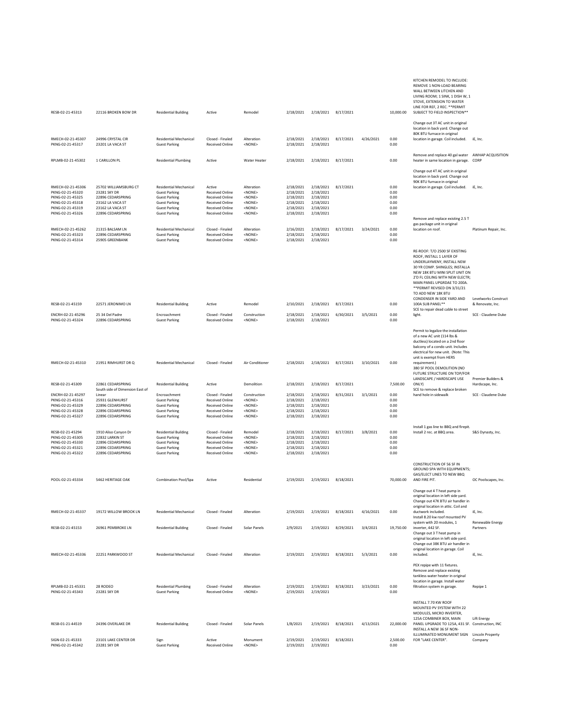| | | | | | | | | | | | |
|---|---|---|---|---|---|---|---|---|---|---|---|
| RESB-02-21-45313 | 22116 BROKEN BOW DR | Residential Building | Active | Remodel | 2/18/2021 | 2/18/2021 | 8/17/2021 | | 10,000.00 | KITCHEN REMODEL TO INCLUDE: REMOVE 1 NON-LOAD BEARING WALL BETWEEN LITCHEN AND LIVING ROOM; 1 SINK, 1 DISH W, 1 STOVE, EXTENSION TO WATER LINE FOR REF, 2 REC. **PERMIT SUBJECT TO FIELD INSPECTION** | |
| RMECH-02-21-45307 | 24996 CRYSTAL CIR | Residential Mechanical | Closed - Finaled | Alteration | 2/18/2021 | 2/18/2021 | 8/17/2021 | 4/26/2021 | 0.00 | Change out 3T AC unit in original location in back yard. Change out 80K BTU furnace in original location in garage. Coil included. | iE, Inc. |
| PKNG-02-21-45317 | 23201 LA VACA ST | Guest Parking | Received Online | <NONE> | 2/18/2021 | 2/18/2021 | | | 0.00 | | |
| RPLMB-02-21-45302 | 1 CARILLON PL | Residential Plumbing | Active | Water Heater | 2/18/2021 | 2/18/2021 | 8/17/2021 | | 0.00 | Remove and replace 40 gal water heater in same location in garage. | AWHAP ACQUISITION CORP |
| RMECH-02-21-45306 | 25702 WILLIAMSBURG CT | Residential Mechanical | Active | Alteration | 2/18/2021 | 2/18/2021 | 8/17/2021 | | 0.00 | Change out 4T AC unit in original location in back yard. Change out 90K BTU furnace in original location in garage. Coil included. | iE, Inc. |
| PKNG-02-21-45320 | 23281 SKY DR | Guest Parking | Received Online | <NONE> | 2/18/2021 | 2/18/2021 | | | 0.00 | | |
| PKNG-02-21-45325 | 22896 CEDARSPRING | Guest Parking | Received Online | <NONE> | 2/18/2021 | 2/18/2021 | | | 0.00 | | |
| PKNG-02-21-45318 | 23162 LA VACA ST | Guest Parking | Received Online | <NONE> | 2/18/2021 | 2/18/2021 | | | 0.00 | | |
| PKNG-02-21-45319 | 23162 LA VACA ST | Guest Parking | Received Online | <NONE> | 2/18/2021 | 2/18/2021 | | | 0.00 | | |
| PKNG-02-21-45326 | 22896 CEDARSPRING | Guest Parking | Received Online | <NONE> | 2/18/2021 | 2/18/2021 | | | 0.00 | | |
| RMECH-02-21-45262 | 21315 BALSAM LN | Residential Mechanical | Closed - Finaled | Alteration | 2/16/2021 | 2/18/2021 | 8/17/2021 | 3/24/2021 | 0.00 | Remove and replace existing 2.5 T gas package unit in original location on roof. | Platinum Repair, Inc. |
| PKNG-02-21-45323 | 22896 CEDARSPRING | Guest Parking | Received Online | <NONE> | 2/18/2021 | 2/18/2021 | | | 0.00 | | |
| PKNG-02-21-45314 | 25905 GREENBANK | Guest Parking | Received Online | <NONE> | 2/18/2021 | 2/18/2021 | | | 0.00 | | |
| RESB-02-21-45159 | 22571 JERONIMO LN | Residential Building | Active | Remodel | 2/10/2021 | 2/18/2021 | 8/17/2021 | | 0.00 | RE-ROOF: T/O 2500 SF EXISTING ROOF, INSTALL 1 LAYER OF UNDERLAYMENY, INSTALL NEW 30 YR COMP. SHINGLES; INSTALLA NEW 18K BTU MINI SPLIT UNIT ON 2'D FL CEILING WITH NEW ELECTR; MAIN PANEL UPGRDAE TO 200A. **PERMIT REVISED ON 3/31/21 TO ADD NEW 18K BTU CONDENSER IN SIDE YARD AND 100A SUB PANEL** | Levelworks Construct & Renovate, Inc. |
| ENCRH-02-21-45296 | 25 34 Del Padre | Encroachment | Closed - Finaled | Construction | 2/18/2021 | 2/18/2021 | 6/30/2021 | 3/5/2021 | 0.00 | SCE to repair dead cable to street light. | SCE - Claudene Duke |
| PKNG-02-21-45324 | 22896 CEDARSPRING | Guest Parking | Received Online | <NONE> | 2/18/2021 | 2/18/2021 | | | 0.00 | | |
| RMECH-02-21-45310 | 21951 RIMHURST DR Q | Residential Mechanical | Closed - Finaled | Air Conditioner | 2/18/2021 | 2/18/2021 | 8/17/2021 | 3/10/2021 | 0.00 | Permit to legalize the installation of a new AC unit (114 lbs & ductless) located on a 2nd floor balcony of a condo unit. Includes electrical for new unit. (Note: This unit is exempt from HERS requirement.) | |
| RESB-02-21-45309 | 22861 CEDARSPRING | Residential Building | Active | Demolition | 2/18/2021 | 2/18/2021 | 8/17/2021 | | 7,500.00 | 380 SF POOL DEMOLITION (NO FUTURE STRUCTURE ON TOP/FOR LANDSCAPE / HARDSCAPE USE ONLY) | Premier Builders & Hardscape, Inc. |
| ENCRH-02-21-45297 | South side of Dimension East of Linear | Encroachment | Closed - Finaled | Construction | 2/18/2021 | 2/18/2021 | 8/31/2021 | 3/1/2021 | 0.00 | SCE to remove & replace broken hand hole in sidewalk | SCE - Claudene Duke |
| PKNG-02-21-45316 | 25931 GLENHURST | Guest Parking | Received Online | <NONE> | 2/18/2021 | 2/18/2021 | | | 0.00 | | |
| PKNG-02-21-45329 | 22896 CEDARSPRING | Guest Parking | Received Online | <NONE> | 2/18/2021 | 2/18/2021 | | | 0.00 | | |
| PKNG-02-21-45328 | 22896 CEDARSPRING | Guest Parking | Received Online | <NONE> | 2/18/2021 | 2/18/2021 | | | 0.00 | | |
| PKNG-02-21-45327 | 22896 CEDARSPRING | Guest Parking | Received Online | <NONE> | 2/18/2021 | 2/18/2021 | | | 0.00 | | |
| RESB-02-21-45294 | 1910 Aliso Canyon Dr | Residential Building | Closed - Finaled | Remodel | 2/18/2021 | 2/18/2021 | 8/17/2021 | 3/8/2021 | 0.00 | Install 1 gas line to BBQ and firepit. Install 2 rec. at BBQ area. | S&S Dynasty, Inc. |
| PKNG-02-21-45305 | 22832 LARKIN ST | Guest Parking | Received Online | <NONE> | 2/18/2021 | 2/18/2021 | | | 0.00 | | |
| PKNG-02-21-45330 | 22896 CEDARSPRING | Guest Parking | Received Online | <NONE> | 2/18/2021 | 2/18/2021 | | | 0.00 | | |
| PKNG-02-21-45321 | 22896 CEDARSPRING | Guest Parking | Received Online | <NONE> | 2/18/2021 | 2/18/2021 | | | 0.00 | | |
| PKNG-02-21-45322 | 22896 CEDARSPRING | Guest Parking | Received Online | <NONE> | 2/18/2021 | 2/18/2021 | | | 0.00 | | |
| POOL-02-21-45334 | 5462 HERITAGE OAK | Combination Pool/Spa | Active | Residential | 2/19/2021 | 2/19/2021 | 8/18/2021 | | 70,000.00 | CONSTRUCTION OF 56 SF IN GROUND SPA WITH EQUIPMENTS; GAS/ELECT LINES TO NEW BBQ AND FIRE PIT. | OC Poolscapes, Inc. |
| RMECH-02-21-45337 | 19172 WILLOW BROOK LN | Residential Mechanical | Closed - Finaled | Alteration | 2/19/2021 | 2/19/2021 | 8/18/2021 | 4/16/2021 | 0.00 | Change out 4 T heat pump in original location in left side yard. Change out 47K BTU air handler in original location in attic. Coil and ductwork included. | iE, Inc. |
| RESB-02-21-45153 | 26961 PEMBROKE LN | Residential Building | Closed - Finaled | Solar Panels | 2/9/2021 | 2/19/2021 | 8/29/2021 | 3/4/2021 | 19,750.00 | Install 8.20 kw roof mounted PV system with 20 modules, 1 inverter, 442 SF. | Renewable Energy Partners |
| RMECH-02-21-45336 | 22251 PARKWOOD ST | Residential Mechanical | Closed - Finaled | Alteration | 2/19/2021 | 2/19/2021 | 8/18/2021 | 5/3/2021 | 0.00 | Change out 3 T heat pump in original location in left side yard. Change out 38K BTU air handler in original location in garage. Coil included. | iE, Inc. |
| RPLMB-02-21-45331 | 28 RODEO | Residential Plumbing | Closed - Finaled | Alteration | 2/19/2021 | 2/19/2021 | 8/18/2021 | 3/23/2021 | 0.00 | PEX repipe with 11 fixtures. Remove and replace existing tankless water heater in original location in garage. Install water filtration system in garage. | Repipe 1 |
| PKNG-02-21-45343 | 23281 SKY DR | Guest Parking | Received Online | <NONE> | 2/19/2021 | 2/19/2021 | | | 0.00 | | |
| RESB-01-21-44519 | 24396 OVERLAKE DR | Residential Building | Closed - Finaled | Solar Panels | 1/8/2021 | 2/19/2021 | 8/18/2021 | 4/13/2021 | 22,000.00 | INSTALL 7.70 KW ROOF MOUNTED PV SYSTEM WITH 22 MODULES, MICRO INVERTER, 125A COMBINER BOX, MAIN PANEL UPGRADE TO 125A, 431 SF. | Lift Energy Construction, INC |
| SIGN-02-21-45333 | 23101 LAKE CENTER DR | Sign | Active | Monument | 2/19/2021 | 2/19/2021 | 8/18/2021 | | 2,500.00 | INSTALL A NEW 36 SF NON-ILLUMINATED MONUMENT SIGN FOR "LAKE CENTER". | Lincoln Property Company |
| PKNG-02-21-45342 | 23281 SKY DR | Guest Parking | Received Online | <NONE> | 2/19/2021 | 2/19/2021 | | | 0.00 | | |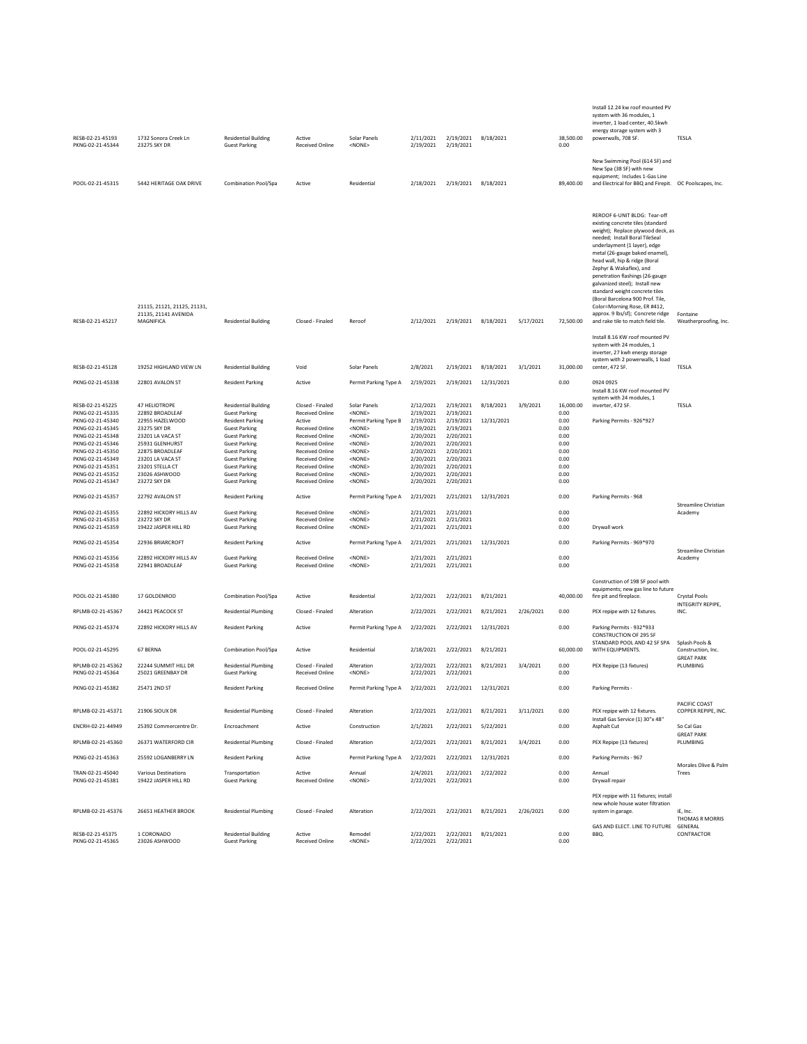| | | | | | | | | | | | |
|---|---|---|---|---|---|---|---|---|---|---|---|
| RESB-02-21-45193 | 1732 Sonora Creek Ln | Residential Building | Active | Solar Panels | 2/11/2021 | 2/19/2021 | 8/18/2021 | | 38,500.00 | Install 12.24 kw roof mounted PV system with 36 modules, 1 inverter, 1 load center, 40.5kwh energy storage system with 3 powerwalls, 708 SF. | TESLA |
| PKNG-02-21-45344 | 23275 SKY DR | Guest Parking | Received Online | <NONE> | 2/19/2021 | 2/19/2021 | | | 0.00 | | |
| POOL-02-21-45315 | 5442 HERITAGE OAK DRIVE | Combination Pool/Spa | Active | Residential | 2/18/2021 | 2/19/2021 | 8/18/2021 | | 89,400.00 | New Swimming Pool (614 SF) and New Spa (38 SF) with new equipment; Includes 1-Gas Line and Electrical for BBQ and Firepit. | OC Poolscapes, Inc. |
| RESB-02-21-45217 | 21115, 21121, 21125, 21131, 21135, 21141 AVENIDA MAGNIFICA | Residential Building | Closed - Finaled | Reroof | 2/12/2021 | 2/19/2021 | 8/18/2021 | 5/17/2021 | 72,500.00 | REROOF 6-UNIT BLDG: Tear-off existing concrete tiles (standard weight); Replace plywood deck, as needed; Install Boral TileSeal underlayment (1 layer), edge metal (26-gauge baked enamel), head wall, hip & ridge (Boral Zephyr & Wakaflex), and penetration flashings (26-gauge galvanized steel); Install new standard weight concrete tiles (Boral Barcelona 900 Prof. Tile, Color=Morning Rose, ER #412, approx. 9 lbs/sf); Concrete ridge and rake tile to match field tile. | Fontaine Weatherproofing, Inc. |
| RESB-02-21-45128 | 19252 HIGHLAND VIEW LN | Residential Building | Void | Solar Panels | 2/8/2021 | 2/19/2021 | 8/18/2021 | 3/1/2021 | 31,000.00 | Install 8.16 KW roof mounted PV system with 24 modules, 1 inverter, 27 kwh energy storage system with 2 powerwalls, 1 load center, 472 SF. | TESLA |
| PKNG-02-21-45338 | 22801 AVALON ST | Resident Parking | Active | Permit Parking Type A | 2/19/2021 | 2/19/2021 | 12/31/2021 | | 0.00 | 0924 0925 | |
| RESB-02-21-45225 | 47 HELIOTROPE | Residential Building | Closed - Finaled | Solar Panels | 2/12/2021 | 2/19/2021 | 8/18/2021 | 3/9/2021 | 16,000.00 | Install 8.16 KW roof mounted PV system with 24 modules, 1 inverter, 472 SF. | TESLA |
| PKNG-02-21-45335 | 22892 BROADLEAF | Guest Parking | Received Online | <NONE> | 2/19/2021 | 2/19/2021 | | | 0.00 | | |
| PKNG-02-21-45340 | 22955 HAZELWOOD | Resident Parking | Active | Permit Parking Type B | 2/19/2021 | 2/19/2021 | 12/31/2021 | | 0.00 | Parking Permits - 926*927 | |
| PKNG-02-21-45345 | 23275 SKY DR | Guest Parking | Received Online | <NONE> | 2/19/2021 | 2/19/2021 | | | 0.00 | | |
| PKNG-02-21-45348 | 23201 LA VACA ST | Guest Parking | Received Online | <NONE> | 2/20/2021 | 2/20/2021 | | | 0.00 | | |
| PKNG-02-21-45346 | 25931 GLENHURST | Guest Parking | Received Online | <NONE> | 2/20/2021 | 2/20/2021 | | | 0.00 | | |
| PKNG-02-21-45350 | 22875 BROADLEAF | Guest Parking | Received Online | <NONE> | 2/20/2021 | 2/20/2021 | | | 0.00 | | |
| PKNG-02-21-45349 | 23201 LA VACA ST | Guest Parking | Received Online | <NONE> | 2/20/2021 | 2/20/2021 | | | 0.00 | | |
| PKNG-02-21-45351 | 23201 STELLA CT | Guest Parking | Received Online | <NONE> | 2/20/2021 | 2/20/2021 | | | 0.00 | | |
| PKNG-02-21-45352 | 23026 ASHWOOD | Guest Parking | Received Online | <NONE> | 2/20/2021 | 2/20/2021 | | | 0.00 | | |
| PKNG-02-21-45347 | 23272 SKY DR | Guest Parking | Received Online | <NONE> | 2/20/2021 | 2/20/2021 | | | 0.00 | | |
| PKNG-02-21-45357 | 22792 AVALON ST | Resident Parking | Active | Permit Parking Type A | 2/21/2021 | 2/21/2021 | 12/31/2021 | | 0.00 | Parking Permits - 968 | |
| PKNG-02-21-45355 | 22892 HICKORY HILLS AV | Guest Parking | Received Online | <NONE> | 2/21/2021 | 2/21/2021 | | | 0.00 | | Streamline Christian Academy |
| PKNG-02-21-45353 | 23272 SKY DR | Guest Parking | Received Online | <NONE> | 2/21/2021 | 2/21/2021 | | | 0.00 | | |
| PKNG-02-21-45359 | 19422 JASPER HILL RD | Guest Parking | Received Online | <NONE> | 2/21/2021 | 2/21/2021 | | | 0.00 | Drywall work | |
| PKNG-02-21-45354 | 22936 BRIARCROFT | Resident Parking | Active | Permit Parking Type A | 2/21/2021 | 2/21/2021 | 12/31/2021 | | 0.00 | Parking Permits - 969*970 | |
| PKNG-02-21-45356 | 22892 HICKORY HILLS AV | Guest Parking | Received Online | <NONE> | 2/21/2021 | 2/21/2021 | | | 0.00 | | Streamline Christian Academy |
| PKNG-02-21-45358 | 22941 BROADLEAF | Guest Parking | Received Online | <NONE> | 2/21/2021 | 2/21/2021 | | | 0.00 | | |
| POOL-02-21-45380 | 17 GOLDENROD | Combination Pool/Spa | Active | Residential | 2/22/2021 | 2/22/2021 | 8/21/2021 | | 40,000.00 | Construction of 198 SF pool with equipments; new gas line to future fire pit and fireplace. | Crystal Pools |
| RPLMB-02-21-45367 | 24421 PEACOCK ST | Residential Plumbing | Closed - Finaled | Alteration | 2/22/2021 | 2/22/2021 | 8/21/2021 | 2/26/2021 | 0.00 | PEX repipe with 12 fixtures. | INTEGRITY REPIPE, INC. |
| PKNG-02-21-45374 | 22892 HICKORY HILLS AV | Resident Parking | Active | Permit Parking Type A | 2/22/2021 | 2/22/2021 | 12/31/2021 | | 0.00 | Parking Permits - 932*933 | |
| POOL-02-21-45295 | 67 BERNA | Combination Pool/Spa | Active | Residential | 2/18/2021 | 2/22/2021 | 8/21/2021 | | 60,000.00 | CONSTRUCTION OF 295 SF STANDARD POOL AND 42 SF SPA WITH EQUIPMENTS. | Splash Pools & Construction, Inc. |
| RPLMB-02-21-45362 | 22244 SUMMIT HILL DR | Residential Plumbing | Closed - Finaled | Alteration | 2/22/2021 | 2/22/2021 | 8/21/2021 | 3/4/2021 | 0.00 | PEX Repipe (13 fixtures) | GREAT PARK PLUMBING |
| PKNG-02-21-45364 | 25021 GREENBAY DR | Guest Parking | Received Online | <NONE> | 2/22/2021 | 2/22/2021 | | | 0.00 | | |
| PKNG-02-21-45382 | 25471 2ND ST | Resident Parking | Received Online | Permit Parking Type A | 2/22/2021 | 2/22/2021 | 12/31/2021 | | 0.00 | Parking Permits - | |
| RPLMB-02-21-45371 | 21906 SIOUX DR | Residential Plumbing | Closed - Finaled | Alteration | 2/22/2021 | 2/22/2021 | 8/21/2021 | 3/11/2021 | 0.00 | PEX repipe with 12 fixtures. | PACIFIC COAST COPPER REPIPE, INC. |
| ENCRH-02-21-44949 | 25392 Commercentre Dr. | Encroachment | Active | Construction | 2/1/2021 | 2/22/2021 | 5/22/2021 | | 0.00 | Install Gas Service (1) 30"x 48" Asphalt Cut | So Cal Gas |
| RPLMB-02-21-45360 | 26371 WATERFORD CIR | Residential Plumbing | Closed - Finaled | Alteration | 2/22/2021 | 2/22/2021 | 8/21/2021 | 3/4/2021 | 0.00 | PEX Repipe (13 fixtures) | GREAT PARK PLUMBING |
| PKNG-02-21-45363 | 25592 LOGANBERRY LN | Resident Parking | Active | Permit Parking Type A | 2/22/2021 | 2/22/2021 | 12/31/2021 | | 0.00 | Parking Permits - 967 | |
| TRAN-02-21-45040 | Various Destinations | Transportation | Active | Annual | 2/4/2021 | 2/22/2021 | 2/22/2022 | | 0.00 | Annual | Morales Olive & Palm Trees |
| PKNG-02-21-45381 | 19422 JASPER HILL RD | Guest Parking | Received Online | <NONE> | 2/22/2021 | 2/22/2021 | | | 0.00 | Drywall repair | |
| RPLMB-02-21-45376 | 26651 HEATHER BROOK | Residential Plumbing | Closed - Finaled | Alteration | 2/22/2021 | 2/22/2021 | 8/21/2021 | 2/26/2021 | 0.00 | PEX repipe with 11 fixtures; install new whole house water filtration system in garage. | iE, Inc. |
| RESB-02-21-45375 | 1 CORONADO | Residential Building | Active | Remodel | 2/22/2021 | 2/22/2021 | 8/21/2021 | | 0.00 | GAS AND ELECT. LINE TO FUTURE BBQ. | THOMAS R MORRIS GENERAL CONTRACTOR |
| PKNG-02-21-45365 | 23026 ASHWOOD | Guest Parking | Received Online | <NONE> | 2/22/2021 | 2/22/2021 | | | 0.00 | | |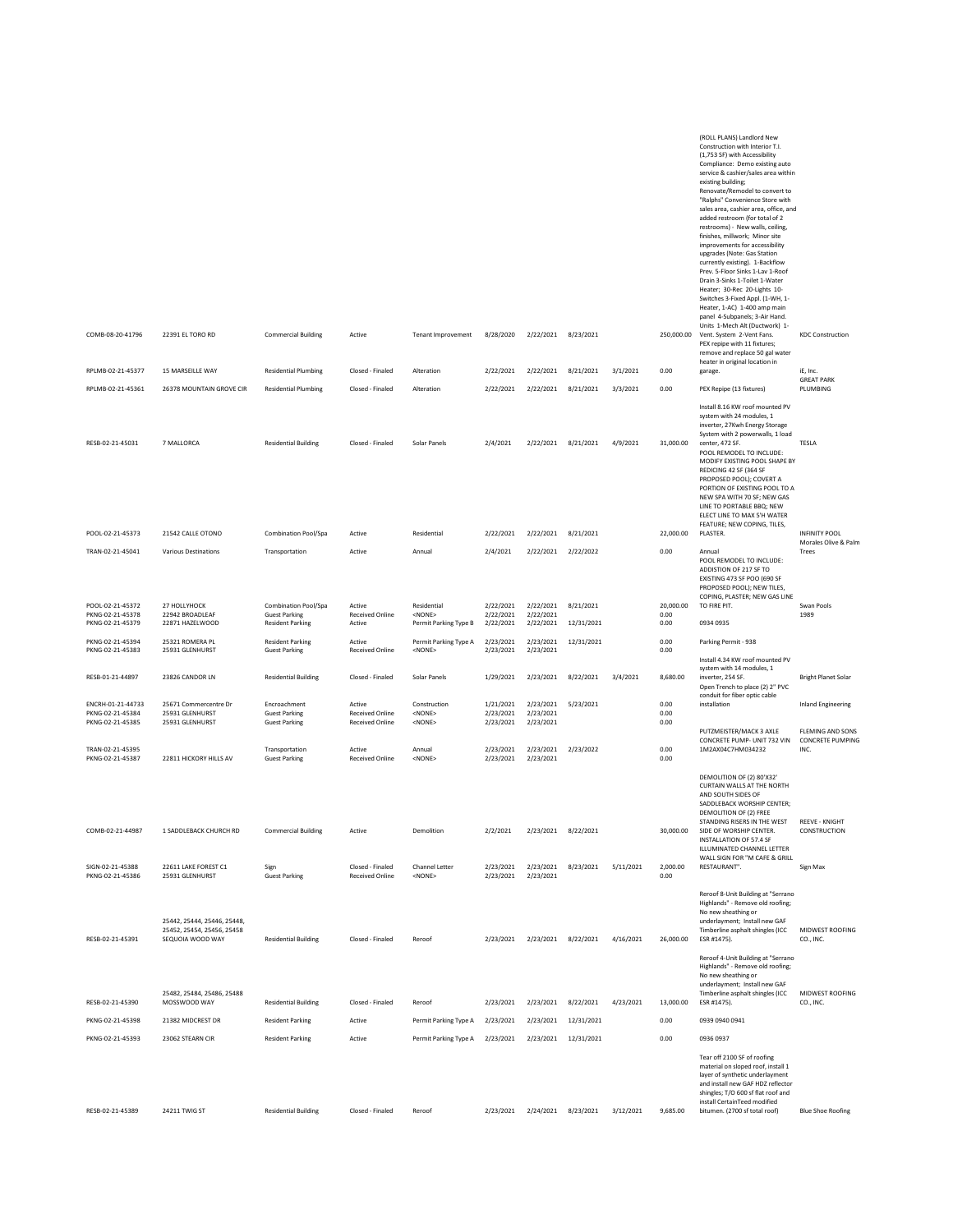| | | | | | | | | | | | |
|---|---|---|---|---|---|---|---|---|---|---|---|
| COMB-08-20-41796 | 22391 EL TORO RD | Commercial Building | Active | Tenant Improvement | 8/28/2020 | 2/22/2021 | 8/23/2021 | | 250,000.00 | (ROLL PLANS) Landlord New Construction with Interior T.I. (1,753 SF) with Accessibility Compliance: Demo existing auto service & cashier/sales area within existing building; Renovate/Remodel to convert to "Ralphs" Convenience Store with sales area, cashier area, office, and added restroom (for total of 2 restrooms) - New walls, ceiling, finishes, millwork; Minor site improvements for accessibility upgrades (Note: Gas Station currently existing). 1-Backflow Prev. 5-Floor Sinks 1-Lav 1-Roof Drain 3-Sinks 1-Toilet 1-Water Heater; 30-Rec 20-Lights 10-Switches 3-Fixed Appl. (1-WH, 1-Heater, 1-AC) 1-400 amp main panel 4-Subpanels; 3-Air Hand. Units 1-Mech Alt (Ductwork) 1-Vent. System 2-Vent Fans. | KDC Construction |
| RPLMB-02-21-45377 | 15 MARSEILLE WAY | Residential Plumbing | Closed - Finaled | Alteration | 2/22/2021 | 2/22/2021 | 8/21/2021 | 3/1/2021 | 0.00 | PEX repipe with 11 fixtures; remove and replace 50 gal water heater in original location in garage. | iE, Inc. |
| RPLMB-02-21-45361 | 26378 MOUNTAIN GROVE CIR | Residential Plumbing | Closed - Finaled | Alteration | 2/22/2021 | 2/22/2021 | 8/21/2021 | 3/3/2021 | 0.00 | PEX Repipe (13 fixtures) | GREAT PARK PLUMBING |
| RESB-02-21-45031 | 7 MALLORCA | Residential Building | Closed - Finaled | Solar Panels | 2/4/2021 | 2/22/2021 | 8/21/2021 | 4/9/2021 | 31,000.00 | Install 8.16 KW roof mounted PV system with 24 modules, 1 inverter, 27Kwh Energy Storage System with 2 powerwalls, 1 load center, 472 SF. | TESLA |
| POOL-02-21-45373 | 21542 CALLE OTONO | Combination Pool/Spa | Active | Residential | 2/22/2021 | 2/22/2021 | 8/21/2021 | | 22,000.00 | POOL REMODEL TO INCLUDE: MODIFY EXISTING POOL SHAPE BY REDICING 42 SF (364 SF PROPOSED POOL); COVERT A PORTION OF EXISTING POOL TO A NEW SPA WITH 70 SF; NEW GAS LINE TO PORTABLE BBQ; NEW ELECT LINE TO MAX 5'H WATER FEATURE; NEW COPING, TILES, PLASTER. | INFINITY POOL |
| TRAN-02-21-45041 | Various Destinations | Transportation | Active | Annual | 2/4/2021 | 2/22/2021 | 2/22/2022 | | 0.00 | Annual | Morales Olive & Palm Trees |
| POOL-02-21-45372 | 27 HOLLYHOCK | Combination Pool/Spa | Active | Residential | 2/22/2021 | 2/22/2021 | 8/21/2021 | | 20,000.00 | POOL REMODEL TO INCLUDE: ADDISTION OF 217 SF TO EXISTING 473 SF POO (690 SF PROPOSED POOL); NEW TILES, COPING, PLASTER; NEW GAS LINE TO FIRE PIT. | Swan Pools |
| PKNG-02-21-45378 | 22942 BROADLEAF | Guest Parking | Received Online | <NONE> | 2/22/2021 | 2/22/2021 | | | 0.00 | | 1989 |
| PKNG-02-21-45379 | 22871 HAZELWOOD | Resident Parking | Active | Permit Parking Type B | 2/22/2021 | 2/22/2021 | 12/31/2021 | | 0.00 | 0934 0935 | |
| PKNG-02-21-45394 | 25321 ROMERA PL | Resident Parking | Active | Permit Parking Type A | 2/23/2021 | 2/23/2021 | 12/31/2021 | | 0.00 | Parking Permit - 938 | |
| PKNG-02-21-45383 | 25931 GLENHURST | Guest Parking | Received Online | <NONE> | 2/23/2021 | 2/23/2021 | | | 0.00 | | |
| RESB-01-21-44897 | 23826 CANDOR LN | Residential Building | Closed - Finaled | Solar Panels | 1/29/2021 | 2/23/2021 | 8/22/2021 | 3/4/2021 | 8,680.00 | Install 4.34 KW roof mounted PV system with 14 modules, 1 inverter, 254 SF. | Bright Planet Solar |
| ENCRH-01-21-44733 | 25671 Commercentre Dr | Encroachment | Active | Construction | 1/21/2021 | 2/23/2021 | 5/23/2021 | | 0.00 | Open Trench to place (2) 2" PVC conduit for fiber optic cable installation | Inland Engineering |
| PKNG-02-21-45384 | 25931 GLENHURST | Guest Parking | Received Online | <NONE> | 2/23/2021 | 2/23/2021 | | | 0.00 | | |
| PKNG-02-21-45385 | 25931 GLENHURST | Guest Parking | Received Online | <NONE> | 2/23/2021 | 2/23/2021 | | | 0.00 | | |
| TRAN-02-21-45395 | | Transportation | Active | Annual | 2/23/2021 | 2/23/2021 | 2/23/2022 | | 0.00 | PUTZMEISTER/MACK 3 AXLE CONCRETE PUMP- UNIT 732 VIN 1M2AX04C7HM034232 | FLEMING AND SONS CONCRETE PUMPING INC. |
| PKNG-02-21-45387 | 22811 HICKORY HILLS AV | Guest Parking | Received Online | <NONE> | 2/23/2021 | 2/23/2021 | | | 0.00 | | |
| COMB-02-21-44987 | 1 SADDLEBACK CHURCH RD | Commercial Building | Active | Demolition | 2/2/2021 | 2/23/2021 | 8/22/2021 | | 30,000.00 | DEMOLITION OF (2) 80'X32' CURTAIN WALLS AT THE NORTH AND SOUTH SIDES OF SADDLEBACK WORSHIP CENTER; DEMOLITION OF (2) FREE STANDING RISERS IN THE WEST SIDE OF WORSHIP CENTER. | REEVE - KNIGHT CONSTRUCTION |
| SIGN-02-21-45388 | 22611 LAKE FOREST C1 | Sign | Closed - Finaled | Channel Letter | 2/23/2021 | 2/23/2021 | 8/23/2021 | 5/11/2021 | 2,000.00 | INSTALLATION OF 57.4 SF ILLUMINATED CHANNEL LETTER WALL SIGN FOR "M CAFE & GRILL RESTAURANT". | Sign Max |
| PKNG-02-21-45386 | 25931 GLENHURST | Guest Parking | Received Online | <NONE> | 2/23/2021 | 2/23/2021 | | | 0.00 | | |
| RESB-02-21-45391 | 25442, 25444, 25446, 25448, 25452, 25454, 25456, 25458 SEQUOIA WOOD WAY | Residential Building | Closed - Finaled | Reroof | 2/23/2021 | 2/23/2021 | 8/22/2021 | 4/16/2021 | 26,000.00 | Reroof 8-Unit Building at "Serrano Highlands" - Remove old roofing; No new sheathing or underlayment; Install new GAF Timberline asphalt shingles (ICC ESR #1475). | MIDWEST ROOFING CO., INC. |
| RESB-02-21-45390 | 25482, 25484, 25486, 25488 MOSSWOOD WAY | Residential Building | Closed - Finaled | Reroof | 2/23/2021 | 2/23/2021 | 8/22/2021 | 4/23/2021 | 13,000.00 | Reroof 4-Unit Building at "Serrano Highlands" - Remove old roofing; No new sheathing or underlayment; Install new GAF Timberline asphalt shingles (ICC ESR #1475). | MIDWEST ROOFING CO., INC. |
| PKNG-02-21-45398 | 21382 MIDCREST DR | Resident Parking | Active | Permit Parking Type A | 2/23/2021 | 2/23/2021 | 12/31/2021 | | 0.00 | 0939 0940 0941 | |
| PKNG-02-21-45393 | 23062 STEARN CIR | Resident Parking | Active | Permit Parking Type A | 2/23/2021 | 2/23/2021 | 12/31/2021 | | 0.00 | 0936 0937 | |
| RESB-02-21-45389 | 24211 TWIG ST | Residential Building | Closed - Finaled | Reroof | 2/23/2021 | 2/24/2021 | 8/23/2021 | 3/12/2021 | 9,685.00 | Tear off 2100 SF of roofing material on sloped roof, install 1 layer of synthetic underlayment and install new GAF HDZ reflector shingles; T/O 600 sf flat roof and install CertainTeed modified bitumen. (2700 sf total roof) | Blue Shoe Roofing |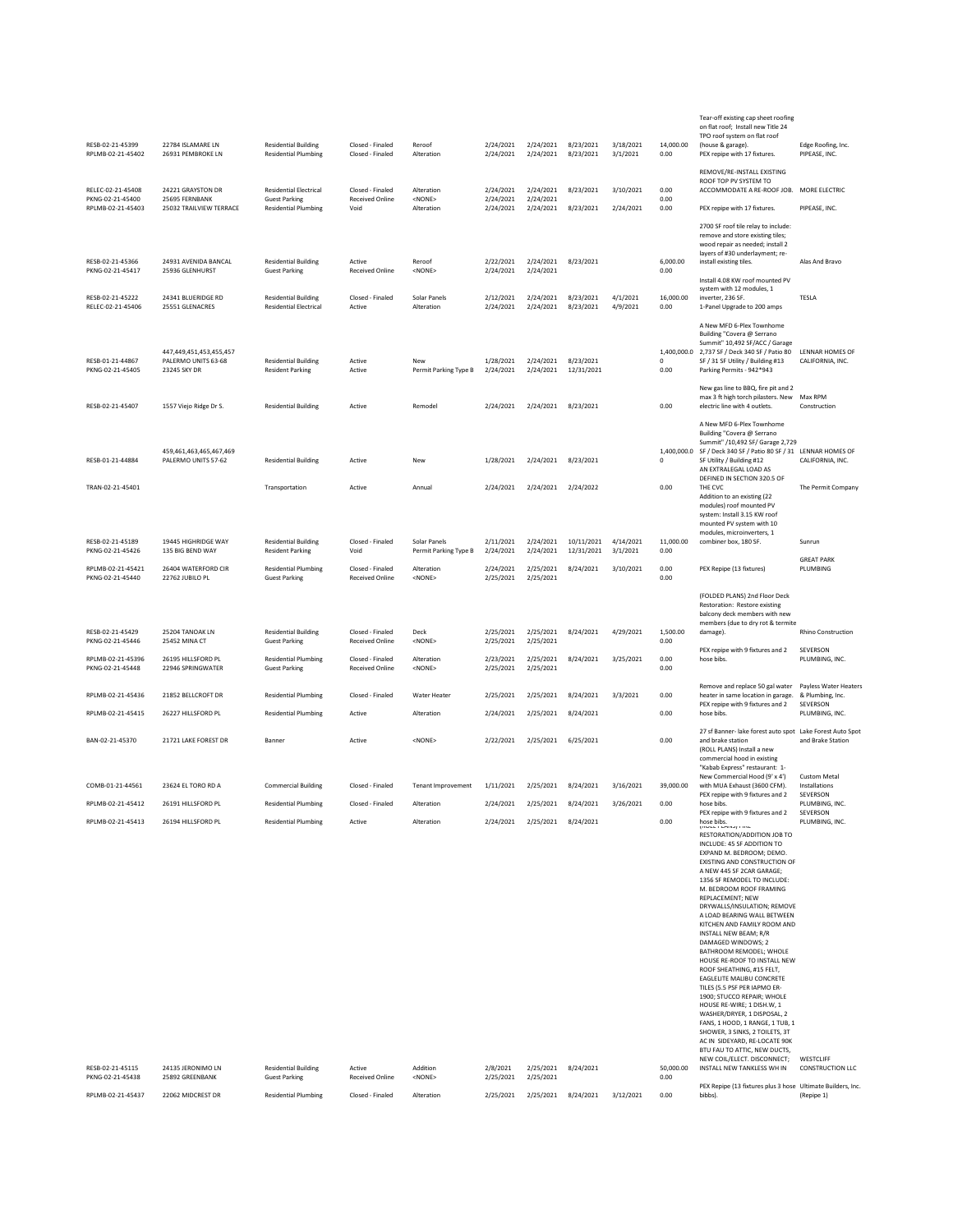| | | | | | | | | | | | |
|---|---|---|---|---|---|---|---|---|---|---|---|
| RESB-02-21-45399 | 22784 ISLAMARE LN | Residential Building | Closed - Finaled | Reroof | 2/24/2021 | 2/24/2021 | 8/23/2021 | 3/18/2021 | 14,000.00 | Tear-off existing cap sheet roofing on flat roof; Install new Title 24 TPO roof system on flat roof (house & garage). | Edge Roofing, Inc. |
| RPLMB-02-21-45402 | 26931 PEMBROKE LN | Residential Plumbing | Closed - Finaled | Alteration | 2/24/2021 | 2/24/2021 | 8/23/2021 | 3/1/2021 | 0.00 | PEX repipe with 17 fixtures. | PIPEASE, INC. |
| RELEC-02-21-45408 | 24221 GRAYSTON DR | Residential Electrical | Closed - Finaled | Alteration | 2/24/2021 | 2/24/2021 | 8/23/2021 | 3/10/2021 | 0.00 | REMOVE/RE-INSTALL EXISTING ROOF TOP PV SYSTEM TO ACCOMMODATE A RE-ROOF JOB. | MORE ELECTRIC |
| PKNG-02-21-45400 | 25695 FERNBANK | Guest Parking | Received Online | <NONE> | 2/24/2021 | 2/24/2021 | | | 0.00 | | |
| RPLMB-02-21-45403 | 25032 TRAILVIEW TERRACE | Residential Plumbing | Void | Alteration | 2/24/2021 | 2/24/2021 | 8/23/2021 | 2/24/2021 | 0.00 | PEX repipe with 17 fixtures. | PIPEASE, INC. |
| RESB-02-21-45366 | 24931 AVENIDA BANCAL | Residential Building | Active | Reroof | 2/22/2021 | 2/24/2021 | 8/23/2021 | | 6,000.00 | 2700 SF roof tile relay to include: remove and store existing tiles; wood repair as needed; install 2 layers of #30 underlayment; re-install existing tiles. | Alas And Bravo |
| PKNG-02-21-45417 | 25936 GLENHURST | Guest Parking | Received Online | <NONE> | 2/24/2021 | 2/24/2021 | | | 0.00 | | |
| RESB-02-21-45222 | 24341 BLUERIDGE RD | Residential Building | Closed - Finaled | Solar Panels | 2/12/2021 | 2/24/2021 | 8/23/2021 | 4/1/2021 | 16,000.00 | Install 4.08 KW roof mounted PV system with 12 modules, 1 inverter, 236 SF. | TESLA |
| RELEC-02-21-45406 | 25551 GLENACRES | Residential Electrical | Active | Alteration | 2/24/2021 | 2/24/2021 | 8/23/2021 | 4/9/2021 | 0.00 | 1-Panel Upgrade to 200 amps | |
| RESB-01-21-44867 | 447,449,451,453,455,457 PALERMO UNITS 63-68 | Residential Building | Active | New | 1/28/2021 | 2/24/2021 | 8/23/2021 | | 1,400,000.00 | A New MFD 6-Plex Townhome Building "Covera @ Serrano Summit" 10,492 SF/ACC / Garage 2,737 SF / Deck 340 SF / Patio 80 SF / 31 SF Utility / Building #13 | LENNAR HOMES OF CALIFORNIA, INC. |
| PKNG-02-21-45405 | 23245 SKY DR | Resident Parking | Active | Permit Parking Type B | 2/24/2021 | 2/24/2021 | 12/31/2021 | | 0.00 | Parking Permits - 942*943 | |
| RESB-02-21-45407 | 1557 Viejo Ridge Dr S. | Residential Building | Active | Remodel | 2/24/2021 | 2/24/2021 | 8/23/2021 | | 0.00 | New gas line to BBQ, fire pit and 2 max 3 ft high torch pilasters. New electric line with 4 outlets. | Max RPM Construction |
| RESB-01-21-44884 | 459,461,463,465,467,469 PALERMO UNITS 57-62 | Residential Building | Active | New | 1/28/2021 | 2/24/2021 | 8/23/2021 | | 1,400,000.00 | A New MFD 6-Plex Townhome Building "Covera @ Serrano Summit" /10,492 SF/ Garage 2,729 SF / Deck 340 SF / Patio 80 SF / 31 SF Utility / Building #12 | LENNAR HOMES OF CALIFORNIA, INC. |
| TRAN-02-21-45401 | | Transportation | Active | Annual | 2/24/2021 | 2/24/2021 | 2/24/2022 | | 0.00 | AN EXTRALEGAL LOAD AS DEFINED IN SECTION 320.5 OF THE CVC | The Permit Company |
| RESB-02-21-45189 | 19445 HIGHRIDGE WAY | Residential Building | Closed - Finaled | Solar Panels | 2/11/2021 | 2/24/2021 | 10/11/2021 | 4/14/2021 | 11,000.00 | Addition to an existing (22 modules) roof mounted PV system: Install 3.15 KW roof mounted PV system with 10 modules, microinverters, 1 combiner box, 180 SF. | Sunrun |
| PKNG-02-21-45426 | 135 BIG BEND WAY | Resident Parking | Void | Permit Parking Type B | 2/24/2021 | 2/24/2021 | 12/31/2021 | 3/1/2021 | 0.00 | | |
| RPLMB-02-21-45421 | 26404 WATERFORD CIR | Residential Plumbing | Closed - Finaled | Alteration | 2/24/2021 | 2/25/2021 | 8/24/2021 | 3/10/2021 | 0.00 | PEX Repipe (13 fixtures) | GREAT PARK PLUMBING |
| PKNG-02-21-45440 | 22762 JUBILO PL | Guest Parking | Received Online | <NONE> | 2/25/2021 | 2/25/2021 | | | 0.00 | | |
| RESB-02-21-45429 | 25204 TANOAK LN | Residential Building | Closed - Finaled | Deck | 2/25/2021 | 2/25/2021 | 8/24/2021 | 4/29/2021 | 1,500.00 | (FOLDED PLANS) 2nd Floor Deck Restoration: Restore existing balcony deck members with new members (due to dry rot & termite damage). | Rhino Construction |
| PKNG-02-21-45446 | 25452 MINA CT | Guest Parking | Received Online | <NONE> | 2/25/2021 | 2/25/2021 | | | 0.00 | | |
| RPLMB-02-21-45396 | 26195 HILLSFORD PL | Residential Plumbing | Closed - Finaled | Alteration | 2/23/2021 | 2/25/2021 | 8/24/2021 | 3/25/2021 | 0.00 | PEX repipe with 9 fixtures and 2 hose bibs. | SEVERSON PLUMBING, INC. |
| PKNG-02-21-45448 | 22946 SPRINGWATER | Guest Parking | Received Online | <NONE> | 2/25/2021 | 2/25/2021 | | | 0.00 | | |
| RPLMB-02-21-45436 | 21852 BELLCROFT DR | Residential Plumbing | Closed - Finaled | Water Heater | 2/25/2021 | 2/25/2021 | 8/24/2021 | 3/3/2021 | 0.00 | Remove and replace 50 gal water heater in same location in garage. | Payless Water Heaters & Plumbing, Inc. |
| RPLMB-02-21-45415 | 26227 HILLSFORD PL | Residential Plumbing | Active | Alteration | 2/24/2021 | 2/25/2021 | 8/24/2021 | | 0.00 | PEX repipe with 9 fixtures and 2 hose bibs. | SEVERSON PLUMBING, INC. |
| BAN-02-21-45370 | 21721 LAKE FOREST DR | Banner | Active | <NONE> | 2/22/2021 | 2/25/2021 | 6/25/2021 | | 0.00 | 27 sf Banner- lake forest auto spot and brake station | Lake Forest Auto Spot and Brake Station |
| COMB-01-21-44561 | 23624 EL TORO RD A | Commercial Building | Closed - Finaled | Tenant Improvement | 1/11/2021 | 2/25/2021 | 8/24/2021 | 3/16/2021 | 39,000.00 | (ROLL PLANS) Install a new commercial hood in existing "Kabab Express" restaurant: 1-New Commercial Hood (9' x 4') with MUA Exhaust (3600 CFM). | Custom Metal Installations |
| RPLMB-02-21-45412 | 26191 HILLSFORD PL | Residential Plumbing | Closed - Finaled | Alteration | 2/24/2021 | 2/25/2021 | 8/24/2021 | 3/26/2021 | 0.00 | PEX repipe with 9 fixtures and 2 hose bibs. | SEVERSON PLUMBING, INC. |
| RPLMB-02-21-45413 | 26194 HILLSFORD PL | Residential Plumbing | Active | Alteration | 2/24/2021 | 2/25/2021 | 8/24/2021 | | 0.00 | PEX repipe with 9 fixtures and 2 hose bibs. | SEVERSON PLUMBING, INC. |
| RESB-02-21-45115 | 24135 JERONIMO LN | Residential Building | Active | Addition | 2/8/2021 | 2/25/2021 | 8/24/2021 | | 50,000.00 | (ROLL PLANS) FIRE RESTORATION/ADDITION JOB TO INCLUDE: 45 SF ADDITION TO EXPAND M. BEDROOM; DEMO. EXISTING AND CONSTRUCTION OF A NEW 445 SF 2CAR GARAGE; 1356 SF REMODEL TO INCLUDE: M. BEDROOM ROOF FRAMING REPLACEMENT; NEW DRYWALLS/INSULATION; REMOVE A LOAD BEARING WALL BETWEEN KITCHEN AND FAMILY ROOM AND INSTALL NEW BEAM; R/R DAMAGED WINDOWS; 2 BATHROOM REMODEL; WHOLE HOUSE RE-ROOF TO INSTALL NEW ROOF SHEATHING, #15 FELT, EAGLELITE MALIBU CONCRETE TILES (5.5 PSF PER IAPMO ER-1900; STUCCO REPAIR; WHOLE HOUSE RE-WIRE; 1 DISH.W, 1 WASHER/DRYER, 1 DISPOSAL, 2 FANS, 1 HOOD, 1 RANGE, 1 TUB, 1 SHOWER, 3 SINKS, 2 TOILETS, 3T AC IN SIDEYARD, RE-LOCATE 90K BTU FAU TO ATTIC, NEW DUCTS, NEW COIL/ELECT. DISCONNECT; INSTALL NEW TANKLESS WH IN | WESTCLIFF CONSTRUCTION LLC |
| PKNG-02-21-45438 | 25892 GREENBANK | Guest Parking | Received Online | <NONE> | 2/25/2021 | 2/25/2021 | | | 0.00 | | |
| RPLMB-02-21-45437 | 22062 MIDCREST DR | Residential Plumbing | Closed - Finaled | Alteration | 2/25/2021 | 2/25/2021 | 8/24/2021 | 3/12/2021 | 0.00 | PEX Repipe (13 fixtures plus 3 hose bibbs). | Ultimate Builders, Inc. (Repipe 1) |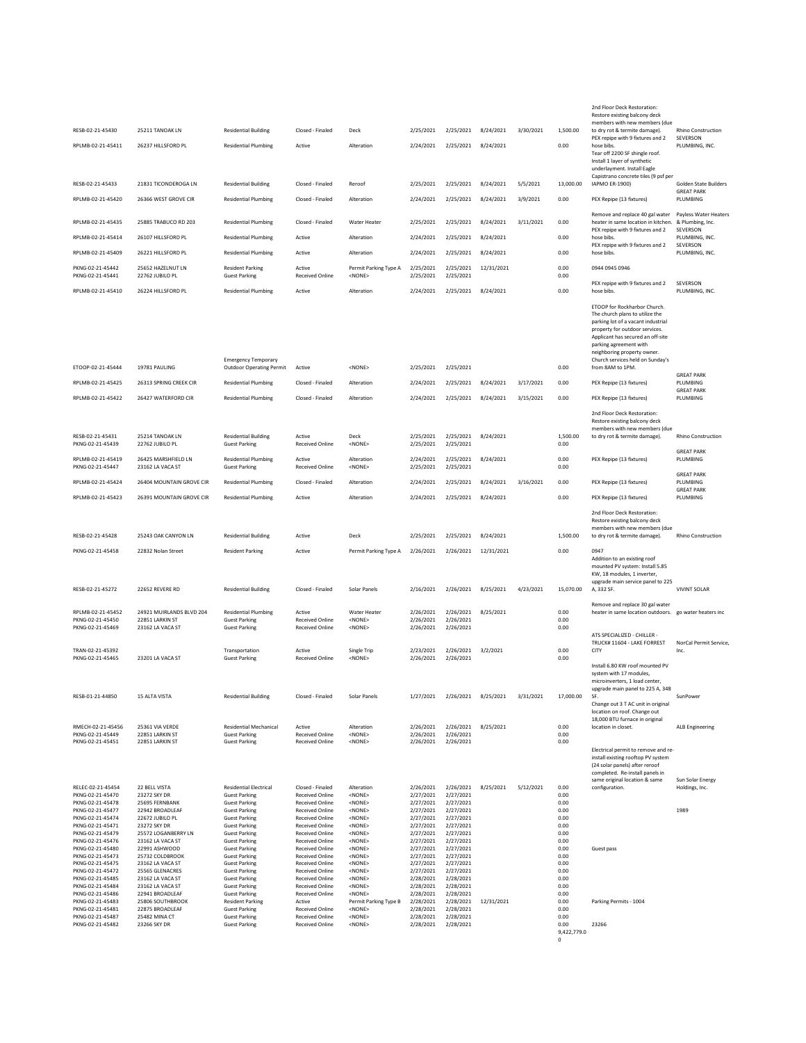| | | | | | | | | | | | |
|---|---|---|---|---|---|---|---|---|---|---|---|
| RESB-02-21-45430 | 25211 TANOAK LN | Residential Building | Closed - Finaled | Deck | 2/25/2021 | 2/25/2021 | 8/24/2021 | 3/30/2021 | 1,500.00 | 2nd Floor Deck Restoration: Restore existing balcony deck members with new members (due to dry rot & termite damage). | Rhino Construction |
| RPLMB-02-21-45411 | 26237 HILLSFORD PL | Residential Plumbing | Active | Alteration | 2/24/2021 | 2/25/2021 | 8/24/2021 | | 0.00 | PEX repipe with 9 fixtures and 2 hose bibs. | SEVERSON PLUMBING, INC. |
| RESB-02-21-45433 | 21831 TICONDEROGA LN | Residential Building | Closed - Finaled | Reroof | 2/25/2021 | 2/25/2021 | 8/24/2021 | 5/5/2021 | 13,000.00 | Tear off 2200 SF shingle roof. Install 1 layer of synthetic underlayment. Install Eagle Capistrano concrete tiles (9 psf per IAPMO ER-1900) | Golden State Builders |
| RPLMB-02-21-45420 | 26366 WEST GROVE CIR | Residential Plumbing | Closed - Finaled | Alteration | 2/24/2021 | 2/25/2021 | 8/24/2021 | 3/9/2021 | 0.00 | PEX Repipe (13 fixtures) | GREAT PARK PLUMBING |
| RPLMB-02-21-45435 | 25885 TRABUCO RD 203 | Residential Plumbing | Closed - Finaled | Water Heater | 2/25/2021 | 2/25/2021 | 8/24/2021 | 3/11/2021 | 0.00 | Remove and replace 40 gal water heater in same location in kitchen. | Payless Water Heaters & Plumbing, Inc. |
| RPLMB-02-21-45414 | 26107 HILLSFORD PL | Residential Plumbing | Active | Alteration | 2/24/2021 | 2/25/2021 | 8/24/2021 | | 0.00 | PEX repipe with 9 fixtures and 2 hose bibs. | SEVERSON PLUMBING, INC. |
| RPLMB-02-21-45409 | 26221 HILLSFORD PL | Residential Plumbing | Active | Alteration | 2/24/2021 | 2/25/2021 | 8/24/2021 | | 0.00 | PEX repipe with 9 fixtures and 2 hose bibs. | SEVERSON PLUMBING, INC. |
| PKNG-02-21-45442 | 25652 HAZELNUT LN | Resident Parking | Active | Permit Parking Type A | 2/25/2021 | 2/25/2021 | 12/31/2021 | | 0.00 | 0944 0945 0946 | |
| PKNG-02-21-45441 | 22762 JUBILO PL | Guest Parking | Received Online | <NONE> | 2/25/2021 | 2/25/2021 | | | 0.00 | | |
| RPLMB-02-21-45410 | 26224 HILLSFORD PL | Residential Plumbing | Active | Alteration | 2/24/2021 | 2/25/2021 | 8/24/2021 | | 0.00 | PEX repipe with 9 fixtures and 2 hose bibs. | SEVERSON PLUMBING, INC. |
| ETOOP-02-21-45444 | 19781 PAULING | Emergency Temporary Outdoor Operating Permit | Active | <NONE> | 2/25/2021 | 2/25/2021 | | | 0.00 | ETOOP for Rockharbor Church. The church plans to utilize the parking lot of a vacant industrial property for outdoor services. Applicant has secured an off-site parking agreement with neighboring property owner. Church services held on Sunday's from 8AM to 1PM. | |
| RPLMB-02-21-45425 | 26313 SPRING CREEK CIR | Residential Plumbing | Closed - Finaled | Alteration | 2/24/2021 | 2/25/2021 | 8/24/2021 | 3/17/2021 | 0.00 | PEX Repipe (13 fixtures) | GREAT PARK PLUMBING |
| RPLMB-02-21-45422 | 26427 WATERFORD CIR | Residential Plumbing | Closed - Finaled | Alteration | 2/24/2021 | 2/25/2021 | 8/24/2021 | 3/15/2021 | 0.00 | PEX Repipe (13 fixtures) | GREAT PARK PLUMBING |
| RESB-02-21-45431 | 25214 TANOAK LN | Residential Building | Active | Deck | 2/25/2021 | 2/25/2021 | 8/24/2021 | | 1,500.00 | 2nd Floor Deck Restoration: Restore existing balcony deck members with new members (due to dry rot & termite damage). | Rhino Construction |
| PKNG-02-21-45439 | 22762 JUBILO PL | Guest Parking | Received Online | <NONE> | 2/25/2021 | 2/25/2021 | | | 0.00 | | |
| RPLMB-02-21-45419 | 26425 MARSHFIELD LN | Residential Plumbing | Active | Alteration | 2/24/2021 | 2/25/2021 | 8/24/2021 | | 0.00 | PEX Repipe (13 fixtures) | GREAT PARK PLUMBING |
| PKNG-02-21-45447 | 23162 LA VACA ST | Guest Parking | Received Online | <NONE> | 2/25/2021 | 2/25/2021 | | | 0.00 | | |
| RPLMB-02-21-45424 | 26404 MOUNTAIN GROVE CIR | Residential Plumbing | Closed - Finaled | Alteration | 2/24/2021 | 2/25/2021 | 8/24/2021 | 3/16/2021 | 0.00 | PEX Repipe (13 fixtures) | GREAT PARK PLUMBING |
| RPLMB-02-21-45423 | 26391 MOUNTAIN GROVE CIR | Residential Plumbing | Active | Alteration | 2/24/2021 | 2/25/2021 | 8/24/2021 | | 0.00 | PEX Repipe (13 fixtures) | GREAT PARK PLUMBING |
| RESB-02-21-45428 | 25243 OAK CANYON LN | Residential Building | Active | Deck | 2/25/2021 | 2/25/2021 | 8/24/2021 | | 1,500.00 | 2nd Floor Deck Restoration: Restore existing balcony deck members with new members (due to dry rot & termite damage). | Rhino Construction |
| PKNG-02-21-45458 | 22832 Nolan Street | Resident Parking | Active | Permit Parking Type A | 2/26/2021 | 2/26/2021 | 12/31/2021 | | 0.00 | 0947 | |
| RESB-02-21-45272 | 22652 REVERE RD | Residential Building | Closed - Finaled | Solar Panels | 2/16/2021 | 2/26/2021 | 8/25/2021 | 4/23/2021 | 15,070.00 | Addition to an existing roof mounted PV system: Install 5.85 KW, 18 modules, 1 inverter, upgrade main service panel to 225 A, 332 SF. | VIVINT SOLAR |
| RPLMB-02-21-45452 | 24921 MUIRLANDS BLVD 204 | Residential Plumbing | Active | Water Heater | 2/26/2021 | 2/26/2021 | 8/25/2021 | | 0.00 | Remove and replace 30 gal water heater in same location outdoors. | go water heaters inc |
| PKNG-02-21-45450 | 22851 LARKIN ST | Guest Parking | Received Online | <NONE> | 2/26/2021 | 2/26/2021 | | | 0.00 | | |
| PKNG-02-21-45469 | 23162 LA VACA ST | Guest Parking | Received Online | <NONE> | 2/26/2021 | 2/26/2021 | | | 0.00 | | |
| TRAN-02-21-45392 | | Transportation | Active | Single Trip | 2/23/2021 | 2/26/2021 | 3/2/2021 | | 0.00 | ATS SPECIALIZED - CHILLER - TRUCK# 11604 - LAKE FORREST CITY | NorCal Permit Service, Inc. |
| PKNG-02-21-45465 | 23201 LA VACA ST | Guest Parking | Received Online | <NONE> | 2/26/2021 | 2/26/2021 | | | 0.00 | | |
| RESB-01-21-44850 | 15 ALTA VISTA | Residential Building | Closed - Finaled | Solar Panels | 1/27/2021 | 2/26/2021 | 8/25/2021 | 3/31/2021 | 17,000.00 | Install 6.80 KW roof mounted PV system with 17 modules, microinverters, 1 load center, upgrade main panel to 225 A, 348 SF. | SunPower |
| RMECH-02-21-45456 | 25361 VIA VERDE | Residential Mechanical | Active | Alteration | 2/26/2021 | 2/26/2021 | 8/25/2021 | | 0.00 | Change out 3 T AC unit in original location on roof. Change out 18,000 BTU furnace in original location in closet. | ALB Engineering |
| PKNG-02-21-45449 | 22851 LARKIN ST | Guest Parking | Received Online | <NONE> | 2/26/2021 | 2/26/2021 | | | 0.00 | | |
| PKNG-02-21-45451 | 22851 LARKIN ST | Guest Parking | Received Online | <NONE> | 2/26/2021 | 2/26/2021 | | | 0.00 | | |
| RELEC-02-21-45454 | 22 BELL VISTA | Residential Electrical | Closed - Finaled | Alteration | 2/26/2021 | 2/26/2021 | 8/25/2021 | 5/12/2021 | 0.00 | Electrical permit to remove and re-install existing rooftop PV system (24 solar panels) after reroof completed. Re-install panels in same original location & same configuration. | Sun Solar Energy Holdings, Inc. |
| PKNG-02-21-45470 | 23272 SKY DR | Guest Parking | Received Online | <NONE> | 2/27/2021 | 2/27/2021 | | | 0.00 | | |
| PKNG-02-21-45478 | 25695 FERNBANK | Guest Parking | Received Online | <NONE> | 2/27/2021 | 2/27/2021 | | | 0.00 | | |
| PKNG-02-21-45477 | 22942 BROADLEAF | Guest Parking | Received Online | <NONE> | 2/27/2021 | 2/27/2021 | | | 0.00 | | 1989 |
| PKNG-02-21-45474 | 22672 JUBILO PL | Guest Parking | Received Online | <NONE> | 2/27/2021 | 2/27/2021 | | | 0.00 | | |
| PKNG-02-21-45471 | 23272 SKY DR | Guest Parking | Received Online | <NONE> | 2/27/2021 | 2/27/2021 | | | 0.00 | | |
| PKNG-02-21-45479 | 25572 LOGANBERRY LN | Guest Parking | Received Online | <NONE> | 2/27/2021 | 2/27/2021 | | | 0.00 | | |
| PKNG-02-21-45476 | 23162 LA VACA ST | Guest Parking | Received Online | <NONE> | 2/27/2021 | 2/27/2021 | | | 0.00 | | |
| PKNG-02-21-45480 | 22991 ASHWOOD | Guest Parking | Received Online | <NONE> | 2/27/2021 | 2/27/2021 | | | 0.00 | Guest pass | |
| PKNG-02-21-45473 | 25732 COLDBROOK | Guest Parking | Received Online | <NONE> | 2/27/2021 | 2/27/2021 | | | 0.00 | | |
| PKNG-02-21-45475 | 23162 LA VACA ST | Guest Parking | Received Online | <NONE> | 2/27/2021 | 2/27/2021 | | | 0.00 | | |
| PKNG-02-21-45472 | 25565 GLENACRES | Guest Parking | Received Online | <NONE> | 2/27/2021 | 2/27/2021 | | | 0.00 | | |
| PKNG-02-21-45485 | 23162 LA VACA ST | Guest Parking | Received Online | <NONE> | 2/28/2021 | 2/28/2021 | | | 0.00 | | |
| PKNG-02-21-45484 | 23162 LA VACA ST | Guest Parking | Received Online | <NONE> | 2/28/2021 | 2/28/2021 | | | 0.00 | | |
| PKNG-02-21-45486 | 22941 BROADLEAF | Guest Parking | Received Online | <NONE> | 2/28/2021 | 2/28/2021 | | | 0.00 | | |
| PKNG-02-21-45483 | 25806 SOUTHBROOK | Resident Parking | Active | Permit Parking Type B | 2/28/2021 | 2/28/2021 | 12/31/2021 | | 0.00 | Parking Permits - 1004 | |
| PKNG-02-21-45481 | 22875 BROADLEAF | Guest Parking | Received Online | <NONE> | 2/28/2021 | 2/28/2021 | | | 0.00 | | |
| PKNG-02-21-45487 | 25482 MINA CT | Guest Parking | Received Online | <NONE> | 2/28/2021 | 2/28/2021 | | | 0.00 | | |
| PKNG-02-21-45482 | 23266 SKY DR | Guest Parking | Received Online | <NONE> | 2/28/2021 | 2/28/2021 | | | 0.00 | 23266 | |
| | | | | | | | | | 9,422,779.00 | | |